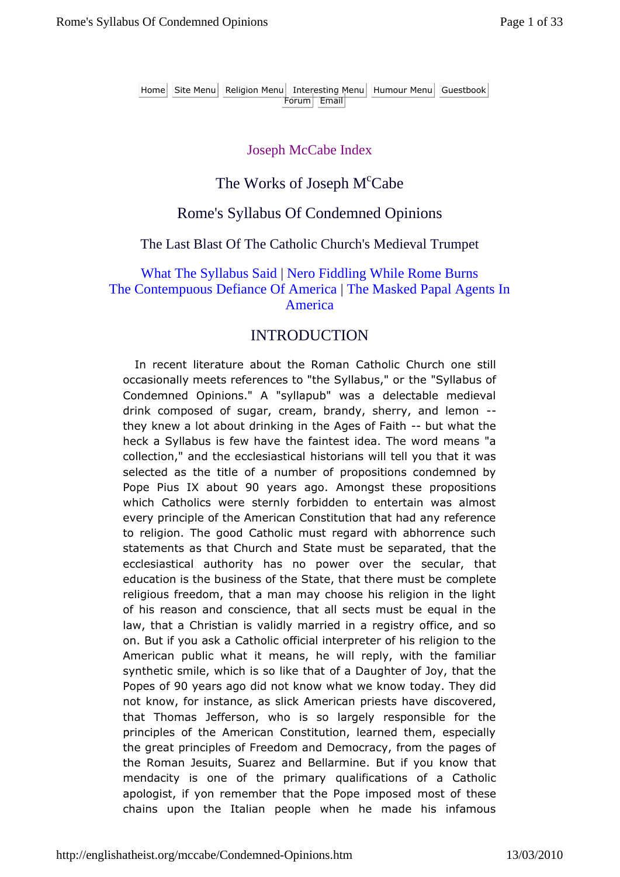Home | Site Menu | Religion Menu | Interesting Menu | Humour Menu | Guestbook
Forum | Email

Joseph McCabe Index

# The Works of Joseph M[c]Cabe

# Rome's Syllabus Of Condemned Opinions

## The Last Blast Of The Catholic Church's Medieval Trumpet

What The Syllabus Said | Nero Fiddling While Rome Burns
The Contempuous Defiance Of America | The Masked Papal Agents In America

## INTRODUCTION

In recent literature about the Roman Catholic Church one still occasionally meets references to "the Syllabus," or the "Syllabus of Condemned Opinions." A "syllapub" was a delectable medieval drink composed of sugar, cream, brandy, sherry, and lemon -- they knew a lot about drinking in the Ages of Faith -- but what the heck a Syllabus is few have the faintest idea. The word means "a collection," and the ecclesiastical historians will tell you that it was selected as the title of a number of propositions condemned by Pope Pius IX about 90 years ago. Amongst these propositions which Catholics were sternly forbidden to entertain was almost every principle of the American Constitution that had any reference to religion. The good Catholic must regard with abhorrence such statements as that Church and State must be separated, that the ecclesiastical authority has no power over the secular, that education is the business of the State, that there must be complete religious freedom, that a man may choose his religion in the light of his reason and conscience, that all sects must be equal in the law, that a Christian is validly married in a registry office, and so on. But if you ask a Catholic official interpreter of his religion to the American public what it means, he will reply, with the familiar synthetic smile, which is so like that of a Daughter of Joy, that the Popes of 90 years ago did not know what we know today. They did not know, for instance, as slick American priests have discovered, that Thomas Jefferson, who is so largely responsible for the principles of the American Constitution, learned them, especially the great principles of Freedom and Democracy, from the pages of the Roman Jesuits, Suarez and Bellarmine. But if you know that mendacity is one of the primary qualifications of a Catholic apologist, if yon remember that the Pope imposed most of these chains upon the Italian people when he made his infamous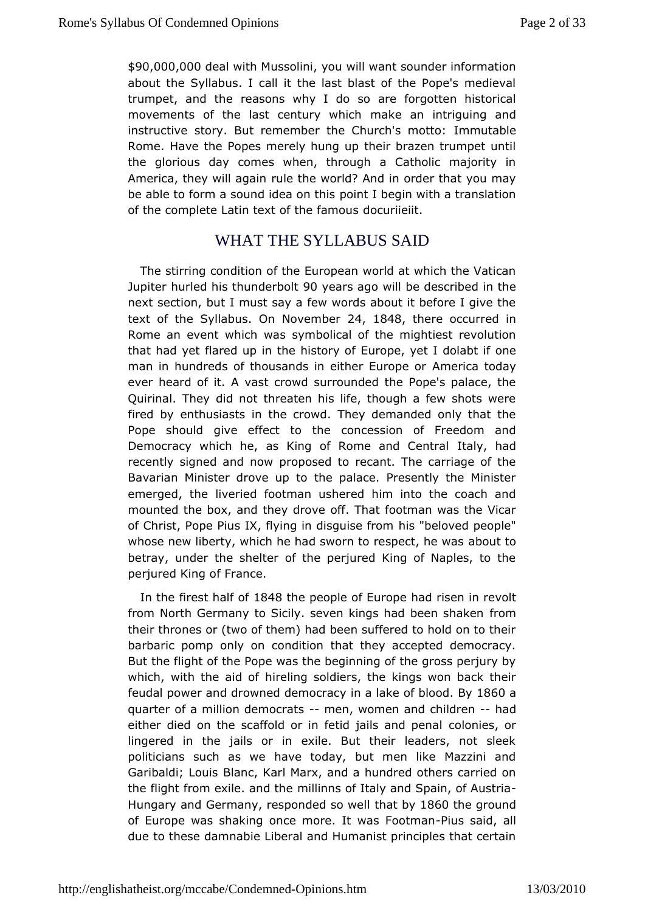$90,000,000 deal with Mussolini, you will want sounder information about the Syllabus. I call it the last blast of the Pope's medieval trumpet, and the reasons why I do so are forgotten historical movements of the last century which make an intriguing and instructive story. But remember the Church's motto: Immutable Rome. Have the Popes merely hung up their brazen trumpet until the glorious day comes when, through a Catholic majority in America, they will again rule the world? And in order that you may be able to form a sound idea on this point I begin with a translation of the complete Latin text of the famous docuriieiit.

## WHAT THE SYLLABUS SAID

The stirring condition of the European world at which the Vatican Jupiter hurled his thunderbolt 90 years ago will be described in the next section, but I must say a few words about it before I give the text of the Syllabus. On November 24, 1848, there occurred in Rome an event which was symbolical of the mightiest revolution that had yet flared up in the history of Europe, yet I dolabt if one man in hundreds of thousands in either Europe or America today ever heard of it. A vast crowd surrounded the Pope's palace, the Quirinal. They did not threaten his life, though a few shots were fired by enthusiasts in the crowd. They demanded only that the Pope should give effect to the concession of Freedom and Democracy which he, as King of Rome and Central Italy, had recently signed and now proposed to recant. The carriage of the Bavarian Minister drove up to the palace. Presently the Minister emerged, the liveried footman ushered him into the coach and mounted the box, and they drove off. That footman was the Vicar of Christ, Pope Pius IX, flying in disguise from his "beloved people" whose new liberty, which he had sworn to respect, he was about to betray, under the shelter of the perjured King of Naples, to the perjured King of France.

In the firest half of 1848 the people of Europe had risen in revolt from North Germany to Sicily. seven kings had been shaken from their thrones or (two of them) had been suffered to hold on to their barbaric pomp only on condition that they accepted democracy. But the flight of the Pope was the beginning of the gross perjury by which, with the aid of hireling soldiers, the kings won back their feudal power and drowned democracy in a lake of blood. By 1860 a quarter of a million democrats -- men, women and children -- had either died on the scaffold or in fetid jails and penal colonies, or lingered in the jails or in exile. But their leaders, not sleek politicians such as we have today, but men like Mazzini and Garibaldi; Louis Blanc, Karl Marx, and a hundred others carried on the flight from exile. and the millinns of Italy and Spain, of Austria-Hungary and Germany, responded so well that by 1860 the ground of Europe was shaking once more. It was Footman-Pius said, all due to these damnabie Liberal and Humanist principles that certain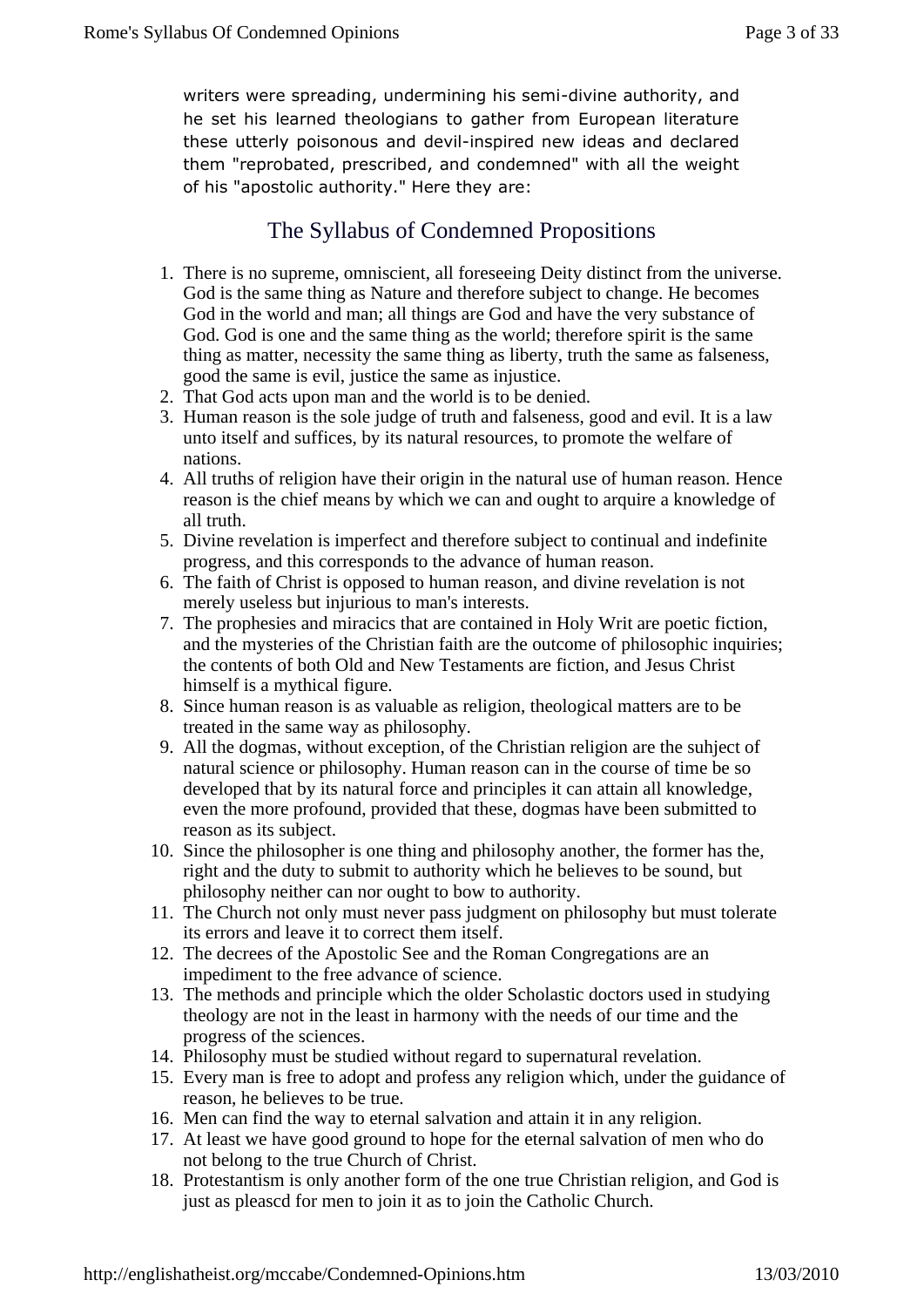writers were spreading, undermining his semi-divine authority, and he set his learned theologians to gather from European literature these utterly poisonous and devil-inspired new ideas and declared them "reprobated, prescribed, and condemned" with all the weight of his "apostolic authority." Here they are:

## The Syllabus of Condemned Propositions

1. There is no supreme, omniscient, all foreseeing Deity distinct from the universe. God is the same thing as Nature and therefore subject to change. He becomes God in the world and man; all things are God and have the very substance of God. God is one and the same thing as the world; therefore spirit is the same thing as matter, necessity the same thing as liberty, truth the same as falseness, good the same is evil, justice the same as injustice.
2. That God acts upon man and the world is to be denied.
3. Human reason is the sole judge of truth and falseness, good and evil. It is a law unto itself and suffices, by its natural resources, to promote the welfare of nations.
4. All truths of religion have their origin in the natural use of human reason. Hence reason is the chief means by which we can and ought to arquire a knowledge of all truth.
5. Divine revelation is imperfect and therefore subject to continual and indefinite progress, and this corresponds to the advance of human reason.
6. The faith of Christ is opposed to human reason, and divine revelation is not merely useless but injurious to man's interests.
7. The prophesies and miracics that are contained in Holy Writ are poetic fiction, and the mysteries of the Christian faith are the outcome of philosophic inquiries; the contents of both Old and New Testaments are fiction, and Jesus Christ himself is a mythical figure.
8. Since human reason is as valuable as religion, theological matters are to be treated in the same way as philosophy.
9. All the dogmas, without exception, of the Christian religion are the suhject of natural science or philosophy. Human reason can in the course of time be so developed that by its natural force and principles it can attain all knowledge, even the more profound, provided that these, dogmas have been submitted to reason as its subject.
10. Since the philosopher is one thing and philosophy another, the former has the, right and the duty to submit to authority which he believes to be sound, but philosophy neither can nor ought to bow to authority.
11. The Church not only must never pass judgment on philosophy but must tolerate its errors and leave it to correct them itself.
12. The decrees of the Apostolic See and the Roman Congregations are an impediment to the free advance of science.
13. The methods and principle which the older Scholastic doctors used in studying theology are not in the least in harmony with the needs of our time and the progress of the sciences.
14. Philosophy must be studied without regard to supernatural revelation.
15. Every man is free to adopt and profess any religion which, under the guidance of reason, he believes to be true.
16. Men can find the way to eternal salvation and attain it in any religion.
17. At least we have good ground to hope for the eternal salvation of men who do not belong to the true Church of Christ.
18. Protestantism is only another form of the one true Christian religion, and God is just as pleascd for men to join it as to join the Catholic Church.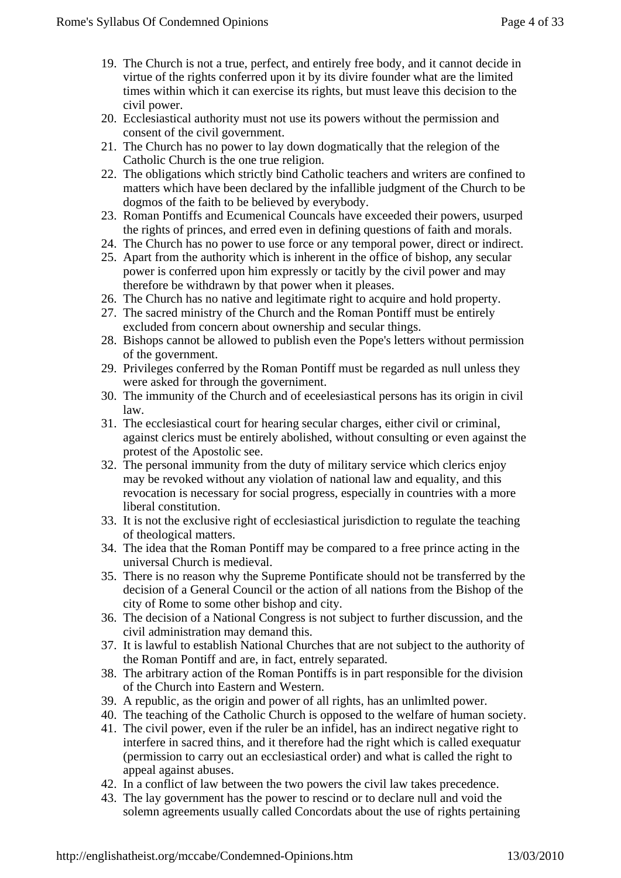19. The Church is not a true, perfect, and entirely free body, and it cannot decide in virtue of the rights conferred upon it by its divire founder what are the limited times within which it can exercise its rights, but must leave this decision to the civil power.
20. Ecclesiastical authority must not use its powers without the permission and consent of the civil government.
21. The Church has no power to lay down dogmatically that the relegion of the Catholic Church is the one true religion.
22. The obligations which strictly bind Catholic teachers and writers are confined to matters which have been declared by the infallible judgment of the Church to be dogmos of the faith to be believed by everybody.
23. Roman Pontiffs and Ecumenical Councals have exceeded their powers, usurped the rights of princes, and erred even in defining questions of faith and morals.
24. The Church has no power to use force or any temporal power, direct or indirect.
25. Apart from the authority which is inherent in the office of bishop, any secular power is conferred upon him expressly or tacitly by the civil power and may therefore be withdrawn by that power when it pleases.
26. The Church has no native and legitimate right to acquire and hold property.
27. The sacred ministry of the Church and the Roman Pontiff must be entirely excluded from concern about ownership and secular things.
28. Bishops cannot be allowed to publish even the Pope's letters without permission of the government.
29. Privileges conferred by the Roman Pontiff must be regarded as null unless they were asked for through the governiment.
30. The immunity of the Church and of eceelesiastical persons has its origin in civil law.
31. The ecclesiastical court for hearing secular charges, either civil or criminal, against clerics must be entirely abolished, without consulting or even against the protest of the Apostolic see.
32. The personal immunity from the duty of military service which clerics enjoy may be revoked without any violation of national law and equality, and this revocation is necessary for social progress, especially in countries with a more liberal constitution.
33. It is not the exclusive right of ecclesiastical jurisdiction to regulate the teaching of theological matters.
34. The idea that the Roman Pontiff may be compared to a free prince acting in the universal Church is medieval.
35. There is no reason why the Supreme Pontificate should not be transferred by the decision of a General Council or the action of all nations from the Bishop of the city of Rome to some other bishop and city.
36. The decision of a National Congress is not subject to further discussion, and the civil administration may demand this.
37. It is lawful to establish National Churches that are not subject to the authority of the Roman Pontiff and are, in fact, entrely separated.
38. The arbitrary action of the Roman Pontiffs is in part responsible for the division of the Church into Eastern and Western.
39. A republic, as the origin and power of all rights, has an unlimlted power.
40. The teaching of the Catholic Church is opposed to the welfare of human society.
41. The civil power, even if the ruler be an infidel, has an indirect negative right to interfere in sacred thins, and it therefore had the right which is called exequatur (permission to carry out an ecclesiastical order) and what is called the right to appeal against abuses.
42. In a conflict of law between the two powers the civil law takes precedence.
43. The lay government has the power to rescind or to declare null and void the solemn agreements usually called Concordats about the use of rights pertaining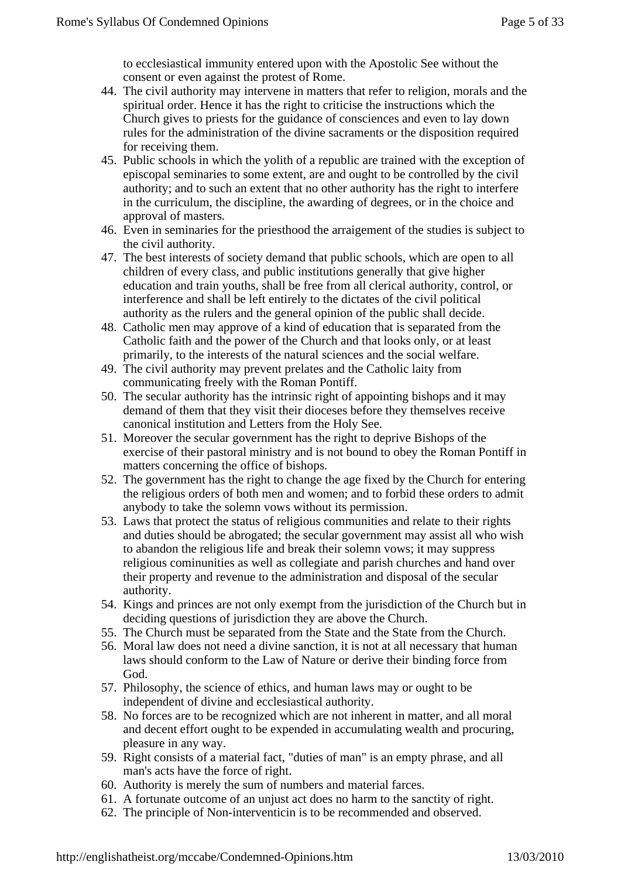to ecclesiastical immunity entered upon with the Apostolic See without the consent or even against the protest of Rome.

44. The civil authority may intervene in matters that refer to religion, morals and the spiritual order. Hence it has the right to criticise the instructions which the Church gives to priests for the guidance of consciences and even to lay down rules for the administration of the divine sacraments or the disposition required for receiving them.
45. Public schools in which the yolith of a republic are trained with the exception of episcopal seminaries to some extent, are and ought to be controlled by the civil authority; and to such an extent that no other authority has the right to interfere in the curriculum, the discipline, the awarding of degrees, or in the choice and approval of masters.
46. Even in seminaries for the priesthood the arraigement of the studies is subject to the civil authority.
47. The best interests of society demand that public schools, which are open to all children of every class, and public institutions generally that give higher education and train youths, shall be free from all clerical authority, control, or interference and shall be left entirely to the dictates of the civil political authority as the rulers and the general opinion of the public shall decide.
48. Catholic men may approve of a kind of education that is separated from the Catholic faith and the power of the Church and that looks only, or at least primarily, to the interests of the natural sciences and the social welfare.
49. The civil authority may prevent prelates and the Catholic laity from communicating freely with the Roman Pontiff.
50. The secular authority has the intrinsic right of appointing bishops and it may demand of them that they visit their dioceses before they themselves receive canonical institution and Letters from the Holy See.
51. Moreover the secular government has the right to deprive Bishops of the exercise of their pastoral ministry and is not bound to obey the Roman Pontiff in matters concerning the office of bishops.
52. The government has the right to change the age fixed by the Church for entering the religious orders of both men and women; and to forbid these orders to admit anybody to take the solemn vows without its permission.
53. Laws that protect the status of religious communities and relate to their rights and duties should be abrogated; the secular government may assist all who wish to abandon the religious life and break their solemn vows; it may suppress religious cominunities as well as collegiate and parish churches and hand over their property and revenue to the administration and disposal of the secular authority.
54. Kings and princes are not only exempt from the jurisdiction of the Church but in deciding questions of jurisdiction they are above the Church.
55. The Church must be separated from the State and the State from the Church.
56. Moral law does not need a divine sanction, it is not at all necessary that human laws should conform to the Law of Nature or derive their binding force from God.
57. Philosophy, the science of ethics, and human laws may or ought to be independent of divine and ecclesiastical authority.
58. No forces are to be recognized which are not inherent in matter, and all moral and decent effort ought to be expended in accumulating wealth and procuring, pleasure in any way.
59. Right consists of a material fact, "duties of man" is an empty phrase, and all man's acts have the force of right.
60. Authority is merely the sum of numbers and material farces.
61. A fortunate outcome of an unjust act does no harm to the sanctity of right.
62. The principle of Non-interventicin is to be recommended and observed.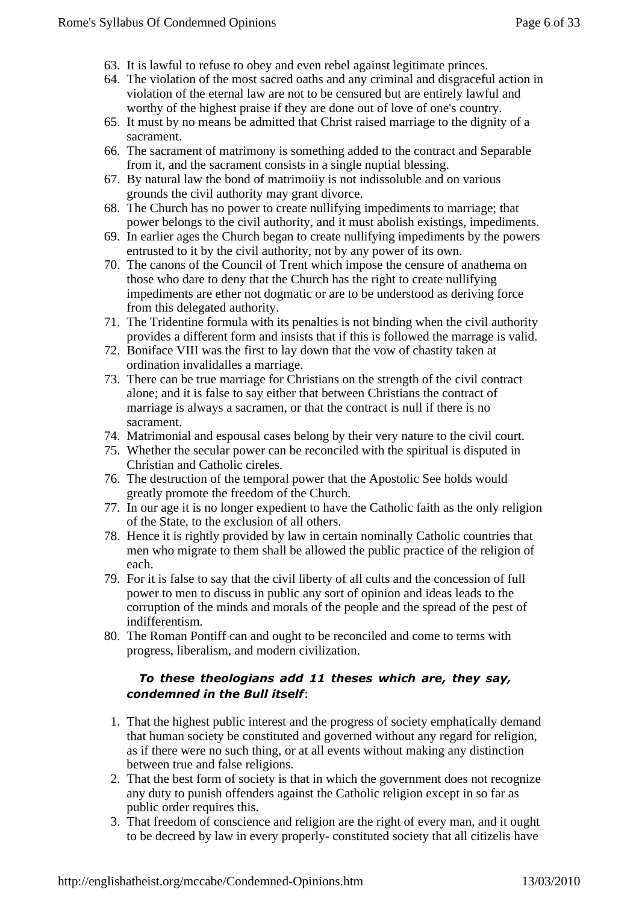63. It is lawful to refuse to obey and even rebel against legitimate princes.
64. The violation of the most sacred oaths and any criminal and disgraceful action in violation of the eternal law are not to be censured but are entirely lawful and worthy of the highest praise if they are done out of love of one's country.
65. It must by no means be admitted that Christ raised marriage to the dignity of a sacrament.
66. The sacrament of matrimony is something added to the contract and Separable from it, and the sacrament consists in a single nuptial blessing.
67. By natural law the bond of matrimoiiy is not indissoluble and on various grounds the civil authority may grant divorce.
68. The Church has no power to create nullifying impediments to marriage; that power belongs to the civil authority, and it must abolish existings, impediments.
69. In earlier ages the Church began to create nullifying impediments by the powers entrusted to it by the civil authority, not by any power of its own.
70. The canons of the Council of Trent which impose the censure of anathema on those who dare to deny that the Church has the right to create nullifying impediments are ether not dogmatic or are to be understood as deriving force from this delegated authority.
71. The Tridentine formula with its penalties is not binding when the civil authority provides a different form and insists that if this is followed the marrage is valid.
72. Boniface VIII was the first to lay down that the vow of chastity taken at ordination invalidalles a marriage.
73. There can be true marriage for Christians on the strength of the civil contract alone; and it is false to say either that between Christians the contract of marriage is always a sacramen, or that the contract is null if there is no sacrament.
74. Matrimonial and espousal cases belong by their very nature to the civil court.
75. Whether the secular power can be reconciled with the spiritual is disputed in Christian and Catholic cireles.
76. The destruction of the temporal power that the Apostolic See holds would greatly promote the freedom of the Church.
77. In our age it is no longer expedient to have the Catholic faith as the only religion of the State, to the exclusion of all others.
78. Hence it is rightly provided by law in certain nominally Catholic countries that men who migrate to them shall be allowed the public practice of the religion of each.
79. For it is false to say that the civil liberty of all cults and the concession of full power to men to discuss in public any sort of opinion and ideas leads to the corruption of the minds and morals of the people and the spread of the pest of indifferentism.
80. The Roman Pontiff can and ought to be reconciled and come to terms with progress, liberalism, and modern civilization.

***To these theologians add 11 theses which are, they say, condemned in the Bull itself***:

1. That the highest public interest and the progress of society emphatically demand that human society be constituted and governed without any regard for religion, as if there were no such thing, or at all events without making any distinction between true and false religions.
2. That the best form of society is that in which the government does not recognize any duty to punish offenders against the Catholic religion except in so far as public order requires this.
3. That freedom of conscience and religion are the right of every man, and it ought to be decreed by law in every properly- constituted society that all citizelis have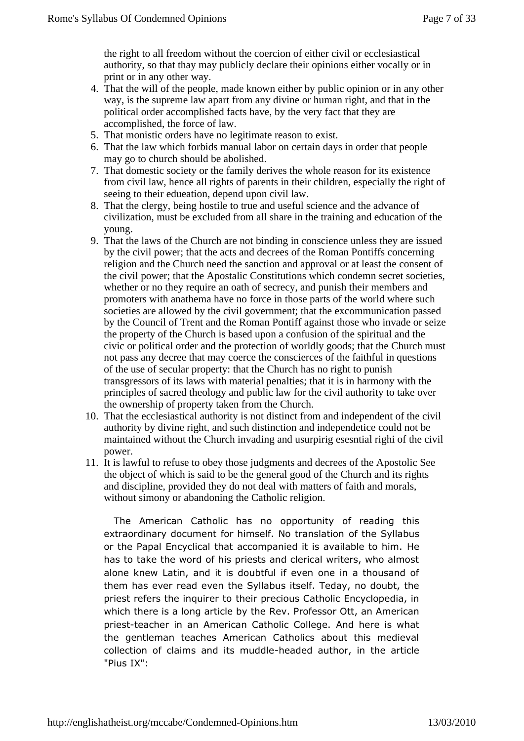the right to all freedom without the coercion of either civil or ecclesiastical authority, so that thay may publicly declare their opinions either vocally or in print or in any other way.

4. That the will of the people, made known either by public opinion or in any other way, is the supreme law apart from any divine or human right, and that in the political order accomplished facts have, by the very fact that they are accomplished, the force of law.
5. That monistic orders have no legitimate reason to exist.
6. That the law which forbids manual labor on certain days in order that people may go to church should be abolished.
7. That domestic society or the family derives the whole reason for its existence from civil law, hence all rights of parents in their children, especially the right of seeing to their edueation, depend upon civil law.
8. That the clergy, being hostile to true and useful science and the advance of civilization, must be excluded from all share in the training and education of the young.
9. That the laws of the Church are not binding in conscience unless they are issued by the civil power; that the acts and decrees of the Roman Pontiffs concerning religion and the Church need the sanction and approval or at least the consent of the civil power; that the Apostalic Constitutions which condemn secret societies, whether or no they require an oath of secrecy, and punish their members and promoters with anathema have no force in those parts of the world where such societies are allowed by the civil government; that the excommunication passed by the Council of Trent and the Roman Pontiff against those who invade or seize the property of the Church is based upon a confusion of the spiritual and the civic or political order and the protection of worldly goods; that the Church must not pass any decree that may coerce the conscierces of the faithful in questions of the use of secular property: that the Church has no right to punish transgressors of its laws with material penalties; that it is in harmony with the principles of sacred theology and public law for the civil authority to take over the ownership of property taken from the Church.
10. That the ecclesiastical authority is not distinct from and independent of the civil authority by divine right, and such distinction and independetice could not be maintained without the Church invading and usurpirig esesntial righi of the civil power.
11. It is lawful to refuse to obey those judgments and decrees of the Apostolic See the object of which is said to be the general good of the Church and its rights and discipline, provided they do not deal with matters of faith and morals, without simony or abandoning the Catholic religion.

The American Catholic has no opportunity of reading this extraordinary document for himself. No translation of the Syllabus or the Papal Encyclical that accompanied it is available to him. He has to take the word of his priests and clerical writers, who almost alone knew Latin, and it is doubtful if even one in a thousand of them has ever read even the Syllabus itself. Teday, no doubt, the priest refers the inquirer to their precious Catholic Encyclopedia, in which there is a long article by the Rev. Professor Ott, an American priest-teacher in an American Catholic College. And here is what the gentleman teaches American Catholics about this medieval collection of claims and its muddle-headed author, in the article "Pius IX":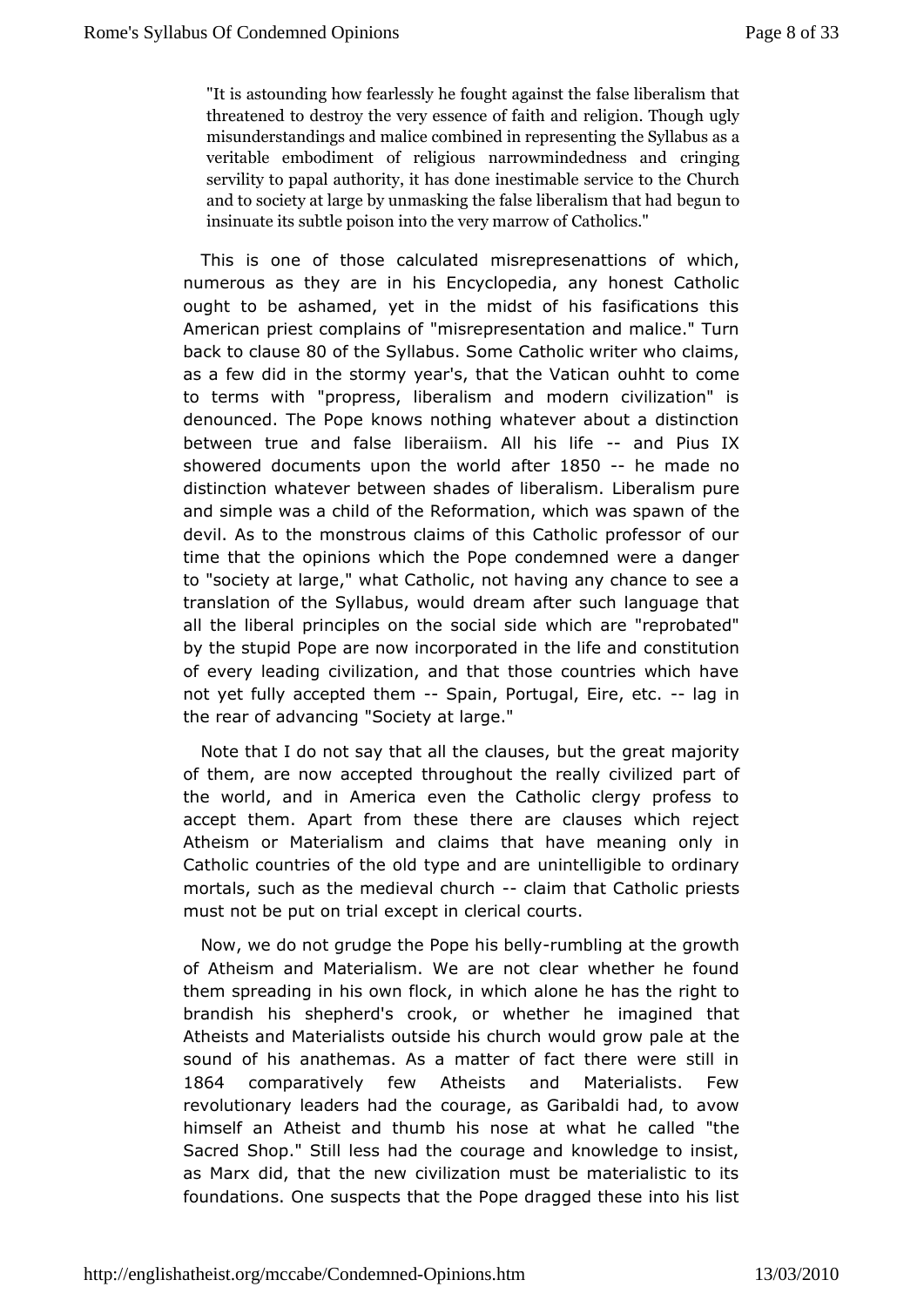> "It is astounding how fearlessly he fought against the false liberalism that threatened to destroy the very essence of faith and religion. Though ugly misunderstandings and malice combined in representing the Syllabus as a veritable embodiment of religious narrowmindedness and cringing servility to papal authority, it has done inestimable service to the Church and to society at large by unmasking the false liberalism that had begun to insinuate its subtle poison into the very marrow of Catholics."

This is one of those calculated misrepresenattions of which, numerous as they are in his Encyclopedia, any honest Catholic ought to be ashamed, yet in the midst of his fasifications this American priest complains of "misrepresentation and malice." Turn back to clause 80 of the Syllabus. Some Catholic writer who claims, as a few did in the stormy year's, that the Vatican ouhht to come to terms with "propress, liberalism and modern civilization" is denounced. The Pope knows nothing whatever about a distinction between true and false liberaiism. All his life -- and Pius IX showered documents upon the world after 1850 -- he made no distinction whatever between shades of liberalism. Liberalism pure and simple was a child of the Reformation, which was spawn of the devil. As to the monstrous claims of this Catholic professor of our time that the opinions which the Pope condemned were a danger to "society at large," what Catholic, not having any chance to see a translation of the Syllabus, would dream after such language that all the liberal principles on the social side which are "reprobated" by the stupid Pope are now incorporated in the life and constitution of every leading civilization, and that those countries which have not yet fully accepted them -- Spain, Portugal, Eire, etc. -- lag in the rear of advancing "Society at large."

Note that I do not say that all the clauses, but the great majority of them, are now accepted throughout the really civilized part of the world, and in America even the Catholic clergy profess to accept them. Apart from these there are clauses which reject Atheism or Materialism and claims that have meaning only in Catholic countries of the old type and are unintelligible to ordinary mortals, such as the medieval church -- claim that Catholic priests must not be put on trial except in clerical courts.

Now, we do not grudge the Pope his belly-rumbling at the growth of Atheism and Materialism. We are not clear whether he found them spreading in his own flock, in which alone he has the right to brandish his shepherd's crook, or whether he imagined that Atheists and Materialists outside his church would grow pale at the sound of his anathemas. As a matter of fact there were still in 1864 comparatively few Atheists and Materialists. Few revolutionary leaders had the courage, as Garibaldi had, to avow himself an Atheist and thumb his nose at what he called "the Sacred Shop." Still less had the courage and knowledge to insist, as Marx did, that the new civilization must be materialistic to its foundations. One suspects that the Pope dragged these into his list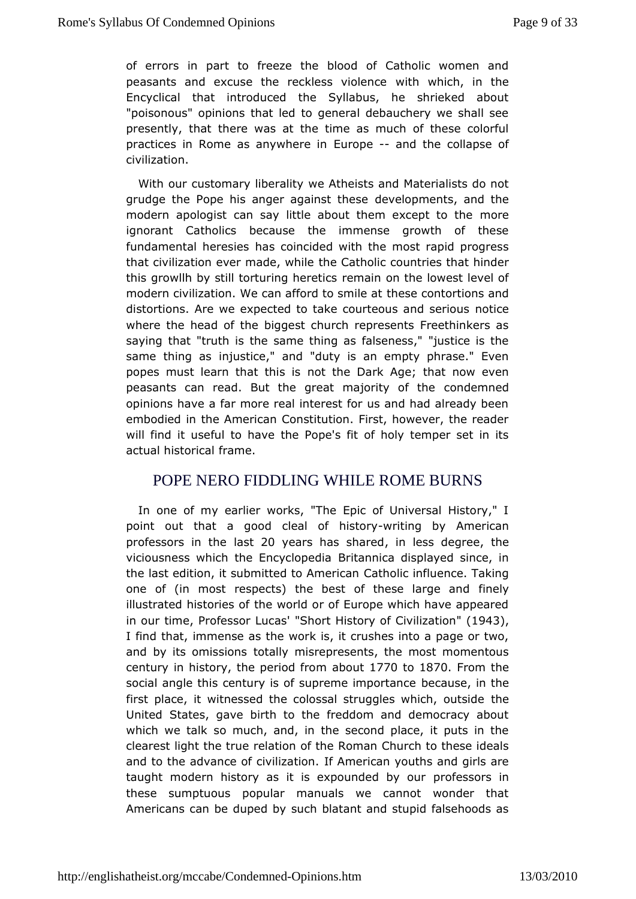of errors in part to freeze the blood of Catholic women and peasants and excuse the reckless violence with which, in the Encyclical that introduced the Syllabus, he shrieked about "poisonous" opinions that led to general debauchery we shall see presently, that there was at the time as much of these colorful practices in Rome as anywhere in Europe -- and the collapse of civilization.

With our customary liberality we Atheists and Materialists do not grudge the Pope his anger against these developments, and the modern apologist can say little about them except to the more ignorant Catholics because the immense growth of these fundamental heresies has coincided with the most rapid progress that civilization ever made, while the Catholic countries that hinder this growllh by still torturing heretics remain on the lowest level of modern civilization. We can afford to smile at these contortions and distortions. Are we expected to take courteous and serious notice where the head of the biggest church represents Freethinkers as saying that "truth is the same thing as falseness," "justice is the same thing as injustice," and "duty is an empty phrase." Even popes must learn that this is not the Dark Age; that now even peasants can read. But the great majority of the condemned opinions have a far more real interest for us and had already been embodied in the American Constitution. First, however, the reader will find it useful to have the Pope's fit of holy temper set in its actual historical frame.

## POPE NERO FIDDLING WHILE ROME BURNS

In one of my earlier works, "The Epic of Universal History," I point out that a good cleal of history-writing by American professors in the last 20 years has shared, in less degree, the viciousness which the Encyclopedia Britannica displayed since, in the last edition, it submitted to American Catholic influence. Taking one of (in most respects) the best of these large and finely illustrated histories of the world or of Europe which have appeared in our time, Professor Lucas' "Short History of Civilization" (1943), I find that, immense as the work is, it crushes into a page or two, and by its omissions totally misrepresents, the most momentous century in history, the period from about 1770 to 1870. From the social angle this century is of supreme importance because, in the first place, it witnessed the colossal struggles which, outside the United States, gave birth to the freddom and democracy about which we talk so much, and, in the second place, it puts in the clearest light the true relation of the Roman Church to these ideals and to the advance of civilization. If American youths and girls are taught modern history as it is expounded by our professors in these sumptuous popular manuals we cannot wonder that Americans can be duped by such blatant and stupid falsehoods as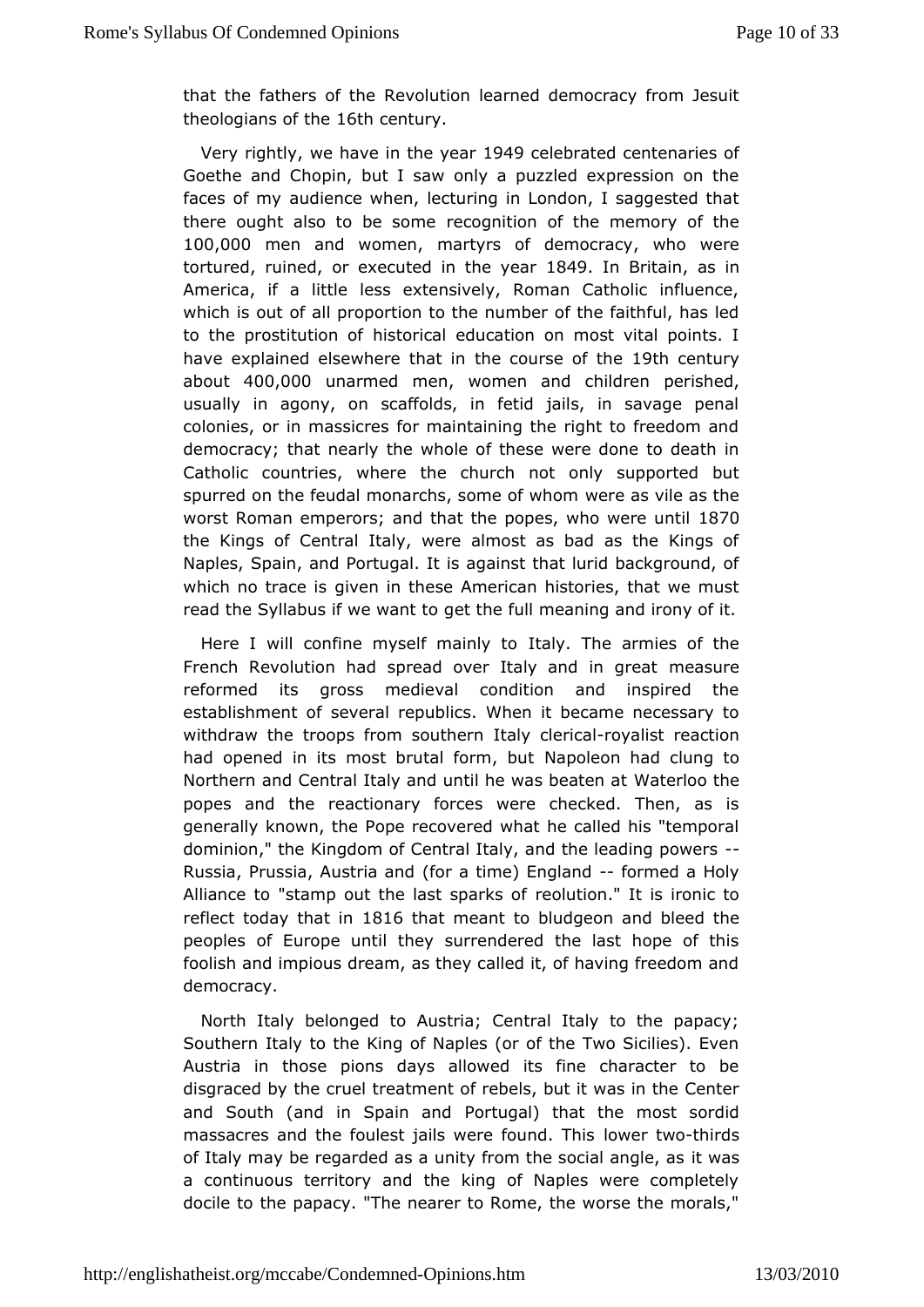that the fathers of the Revolution learned democracy from Jesuit theologians of the 16th century.

Very rightly, we have in the year 1949 celebrated centenaries of Goethe and Chopin, but I saw only a puzzled expression on the faces of my audience when, lecturing in London, I saggested that there ought also to be some recognition of the memory of the 100,000 men and women, martyrs of democracy, who were tortured, ruined, or executed in the year 1849. In Britain, as in America, if a little less extensively, Roman Catholic influence, which is out of all proportion to the number of the faithful, has led to the prostitution of historical education on most vital points. I have explained elsewhere that in the course of the 19th century about 400,000 unarmed men, women and children perished, usually in agony, on scaffolds, in fetid jails, in savage penal colonies, or in massicres for maintaining the right to freedom and democracy; that nearly the whole of these were done to death in Catholic countries, where the church not only supported but spurred on the feudal monarchs, some of whom were as vile as the worst Roman emperors; and that the popes, who were until 1870 the Kings of Central Italy, were almost as bad as the Kings of Naples, Spain, and Portugal. It is against that lurid background, of which no trace is given in these American histories, that we must read the Syllabus if we want to get the full meaning and irony of it.

Here I will confine myself mainly to Italy. The armies of the French Revolution had spread over Italy and in great measure reformed its gross medieval condition and inspired the establishment of several republics. When it became necessary to withdraw the troops from southern Italy clerical-royalist reaction had opened in its most brutal form, but Napoleon had clung to Northern and Central Italy and until he was beaten at Waterloo the popes and the reactionary forces were checked. Then, as is generally known, the Pope recovered what he called his "temporal dominion," the Kingdom of Central Italy, and the leading powers -- Russia, Prussia, Austria and (for a time) England -- formed a Holy Alliance to "stamp out the last sparks of reolution." It is ironic to reflect today that in 1816 that meant to bludgeon and bleed the peoples of Europe until they surrendered the last hope of this foolish and impious dream, as they called it, of having freedom and democracy.

North Italy belonged to Austria; Central Italy to the papacy; Southern Italy to the King of Naples (or of the Two Sicilies). Even Austria in those pions days allowed its fine character to be disgraced by the cruel treatment of rebels, but it was in the Center and South (and in Spain and Portugal) that the most sordid massacres and the foulest jails were found. This lower two-thirds of Italy may be regarded as a unity from the social angle, as it was a continuous territory and the king of Naples were completely docile to the papacy. "The nearer to Rome, the worse the morals,"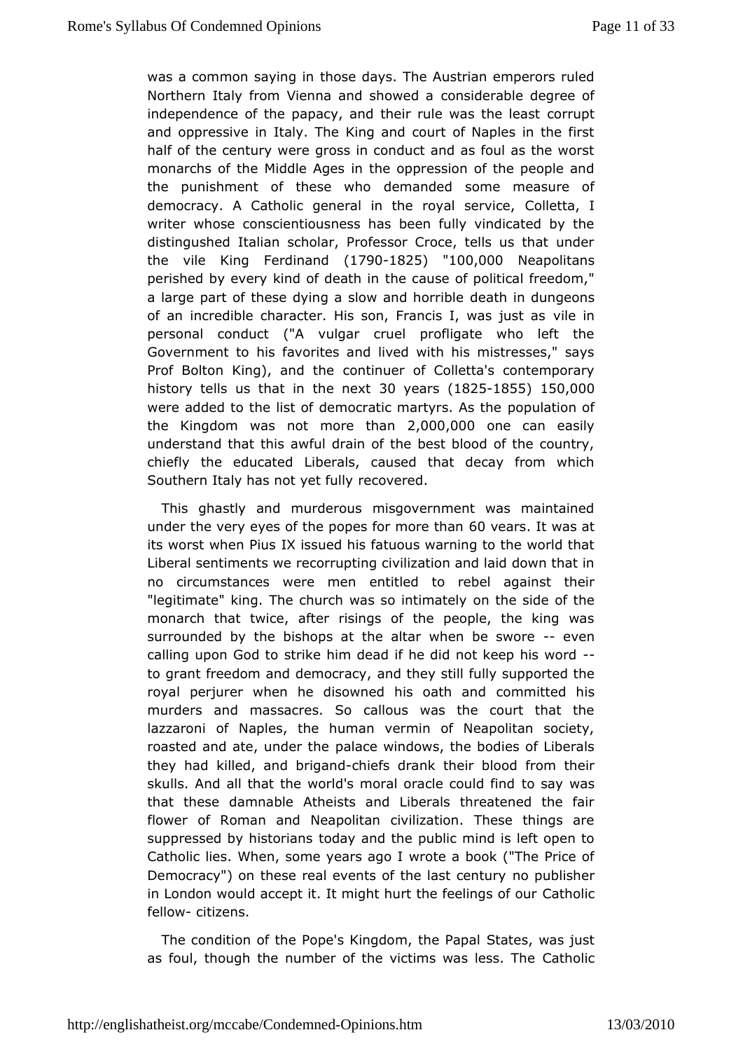was a common saying in those days. The Austrian emperors ruled Northern Italy from Vienna and showed a considerable degree of independence of the papacy, and their rule was the least corrupt and oppressive in Italy. The King and court of Naples in the first half of the century were gross in conduct and as foul as the worst monarchs of the Middle Ages in the oppression of the people and the punishment of these who demanded some measure of democracy. A Catholic general in the royal service, Colletta, I writer whose conscientiousness has been fully vindicated by the distinguished Italian scholar, Professor Croce, tells us that under the vile King Ferdinand (1790-1825) "100,000 Neapolitans perished by every kind of death in the cause of political freedom," a large part of these dying a slow and horrible death in dungeons of an incredible character. His son, Francis I, was just as vile in personal conduct ("A vulgar cruel profligate who left the Government to his favorites and lived with his mistresses," says Prof Bolton King), and the continuer of Colletta's contemporary history tells us that in the next 30 years (1825-1855) 150,000 were added to the list of democratic martyrs. As the population of the Kingdom was not more than 2,000,000 one can easily understand that this awful drain of the best blood of the country, chiefly the educated Liberals, caused that decay from which Southern Italy has not yet fully recovered.

This ghastly and murderous misgovernment was maintained under the very eyes of the popes for more than 60 vears. It was at its worst when Pius IX issued his fatuous warning to the world that Liberal sentiments we recorrupting civilization and laid down that in no circumstances were men entitled to rebel against their "legitimate" king. The church was so intimately on the side of the monarch that twice, after risings of the people, the king was surrounded by the bishops at the altar when be swore -- even calling upon God to strike him dead if he did not keep his word -- to grant freedom and democracy, and they still fully supported the royal perjurer when he disowned his oath and committed his murders and massacres. So callous was the court that the lazzaroni of Naples, the human vermin of Neapolitan society, roasted and ate, under the palace windows, the bodies of Liberals they had killed, and brigand-chiefs drank their blood from their skulls. And all that the world's moral oracle could find to say was that these damnable Atheists and Liberals threatened the fair flower of Roman and Neapolitan civilization. These things are suppressed by historians today and the public mind is left open to Catholic lies. When, some years ago I wrote a book ("The Price of Democracy") on these real events of the last century no publisher in London would accept it. It might hurt the feelings of our Catholic fellow- citizens.

The condition of the Pope's Kingdom, the Papal States, was just as foul, though the number of the victims was less. The Catholic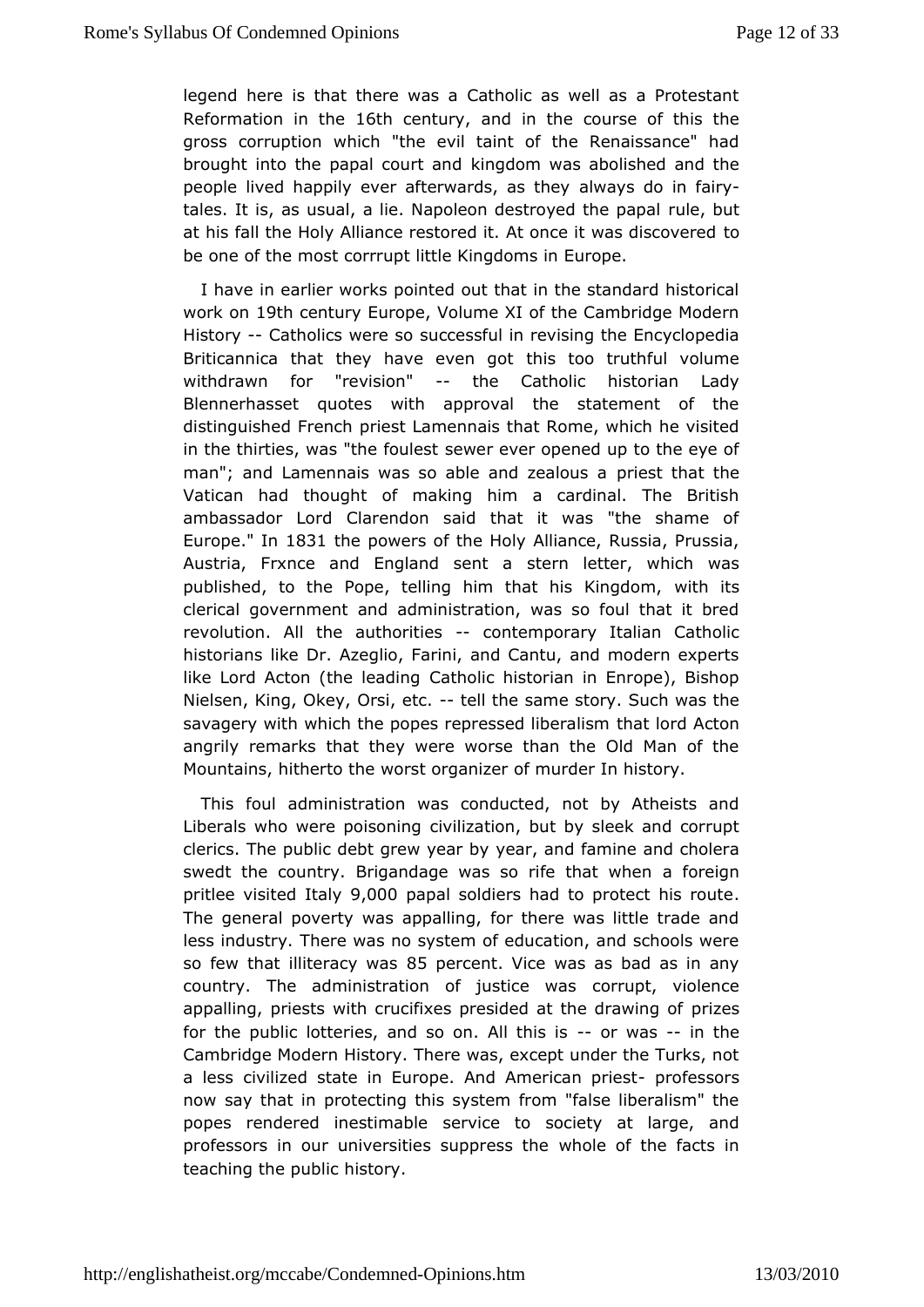legend here is that there was a Catholic as well as a Protestant Reformation in the 16th century, and in the course of this the gross corruption which "the evil taint of the Renaissance" had brought into the papal court and kingdom was abolished and the people lived happily ever afterwards, as they always do in fairy-tales. It is, as usual, a lie. Napoleon destroyed the papal rule, but at his fall the Holy Alliance restored it. At once it was discovered to be one of the most corrrupt little Kingdoms in Europe.

I have in earlier works pointed out that in the standard historical work on 19th century Europe, Volume XI of the Cambridge Modern History -- Catholics were so successful in revising the Encyclopedia Briticannica that they have even got this too truthful volume withdrawn for "revision" -- the Catholic historian Lady Blennerhasset quotes with approval the statement of the distinguished French priest Lamennais that Rome, which he visited in the thirties, was "the foulest sewer ever opened up to the eye of man"; and Lamennais was so able and zealous a priest that the Vatican had thought of making him a cardinal. The British ambassador Lord Clarendon said that it was "the shame of Europe." In 1831 the powers of the Holy Alliance, Russia, Prussia, Austria, Frxnce and England sent a stern letter, which was published, to the Pope, telling him that his Kingdom, with its clerical government and administration, was so foul that it bred revolution. All the authorities -- contemporary Italian Catholic historians like Dr. Azeglio, Farini, and Cantu, and modern experts like Lord Acton (the leading Catholic historian in Enrope), Bishop Nielsen, King, Okey, Orsi, etc. -- tell the same story. Such was the savagery with which the popes repressed liberalism that lord Acton angrily remarks that they were worse than the Old Man of the Mountains, hitherto the worst organizer of murder In history.

This foul administration was conducted, not by Atheists and Liberals who were poisoning civilization, but by sleek and corrupt clerics. The public debt grew year by year, and famine and cholera swedt the country. Brigandage was so rife that when a foreign pritlee visited Italy 9,000 papal soldiers had to protect his route. The general poverty was appalling, for there was little trade and less industry. There was no system of education, and schools were so few that illiteracy was 85 percent. Vice was as bad as in any country. The administration of justice was corrupt, violence appalling, priests with crucifixes presided at the drawing of prizes for the public lotteries, and so on. All this is -- or was -- in the Cambridge Modern History. There was, except under the Turks, not a less civilized state in Europe. And American priest- professors now say that in protecting this system from "false liberalism" the popes rendered inestimable service to society at large, and professors in our universities suppress the whole of the facts in teaching the public history.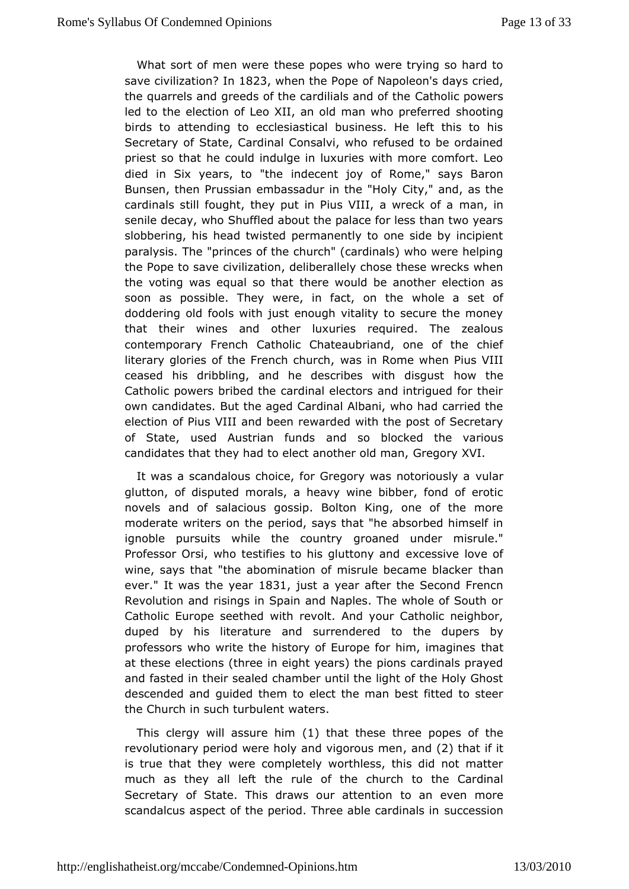What sort of men were these popes who were trying so hard to save civilization? In 1823, when the Pope of Napoleon's days cried, the quarrels and greeds of the cardilials and of the Catholic powers led to the election of Leo XII, an old man who preferred shooting birds to attending to ecclesiastical business. He left this to his Secretary of State, Cardinal Consalvi, who refused to be ordained priest so that he could indulge in luxuries with more comfort. Leo died in Six years, to "the indecent joy of Rome," says Baron Bunsen, then Prussian embassadur in the "Holy City," and, as the cardinals still fought, they put in Pius VIII, a wreck of a man, in senile decay, who Shuffled about the palace for less than two years slobbering, his head twisted permanently to one side by incipient paralysis. The "princes of the church" (cardinals) who were helping the Pope to save civilization, deliberallely chose these wrecks when the voting was equal so that there would be another election as soon as possible. They were, in fact, on the whole a set of doddering old fools with just enough vitality to secure the money that their wines and other luxuries required. The zealous contemporary French Catholic Chateaubriand, one of the chief literary glories of the French church, was in Rome when Pius VIII ceased his dribbling, and he describes with disgust how the Catholic powers bribed the cardinal electors and intrigued for their own candidates. But the aged Cardinal Albani, who had carried the election of Pius VIII and been rewarded with the post of Secretary of State, used Austrian funds and so blocked the various candidates that they had to elect another old man, Gregory XVI.

It was a scandalous choice, for Gregory was notoriously a vular glutton, of disputed morals, a heavy wine bibber, fond of erotic novels and of salacious gossip. Bolton King, one of the more moderate writers on the period, says that "he absorbed himself in ignoble pursuits while the country groaned under misrule." Professor Orsi, who testifies to his gluttony and excessive love of wine, says that "the abomination of misrule became blacker than ever." It was the year 1831, just a year after the Second Frencn Revolution and risings in Spain and Naples. The whole of South or Catholic Europe seethed with revolt. And your Catholic neighbor, duped by his literature and surrendered to the dupers by professors who write the history of Europe for him, imagines that at these elections (three in eight years) the pions cardinals prayed and fasted in their sealed chamber until the light of the Holy Ghost descended and guided them to elect the man best fitted to steer the Church in such turbulent waters.

This clergy will assure him (1) that these three popes of the revolutionary period were holy and vigorous men, and (2) that if it is true that they were completely worthless, this did not matter much as they all left the rule of the church to the Cardinal Secretary of State. This draws our attention to an even more scandalcus aspect of the period. Three able cardinals in succession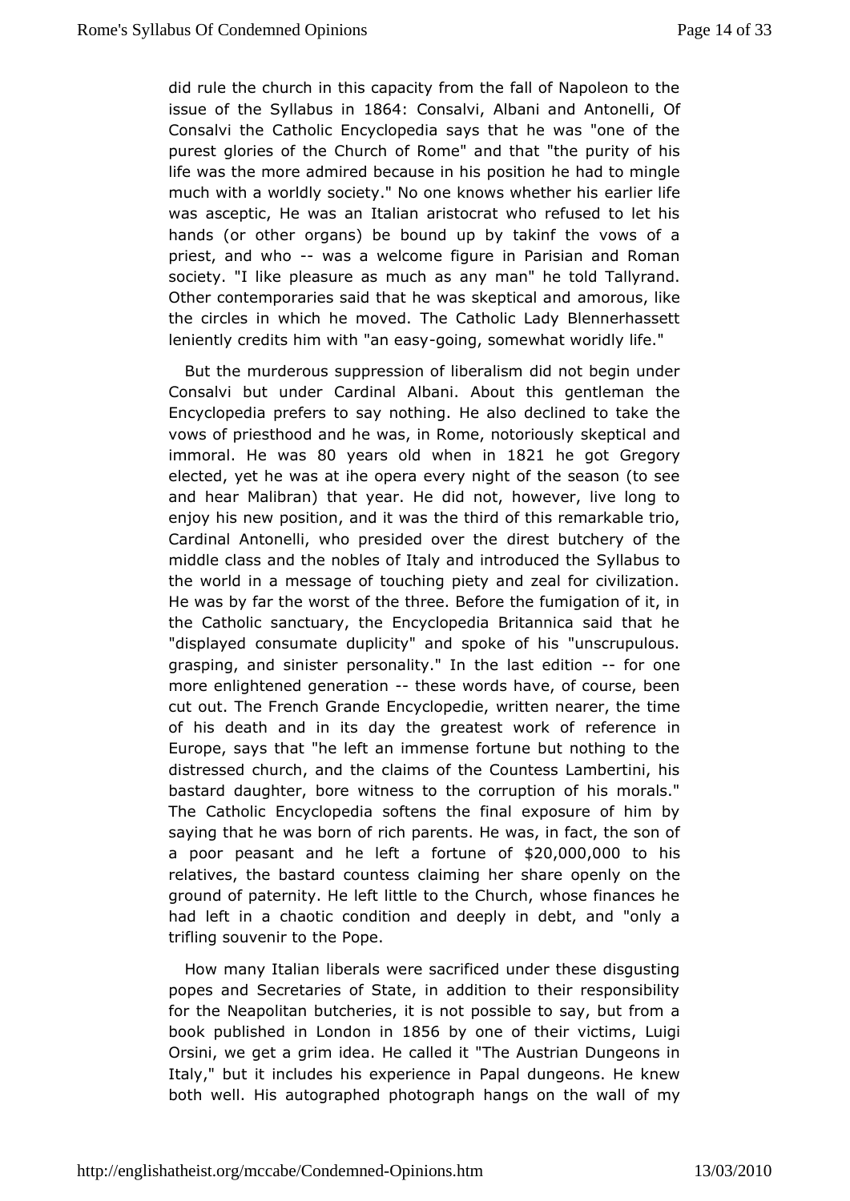did rule the church in this capacity from the fall of Napoleon to the issue of the Syllabus in 1864: Consalvi, Albani and Antonelli, Of Consalvi the Catholic Encyclopedia says that he was "one of the purest glories of the Church of Rome" and that "the purity of his life was the more admired because in his position he had to mingle much with a worldly society." No one knows whether his earlier life was asceptic, He was an Italian aristocrat who refused to let his hands (or other organs) be bound up by takinf the vows of a priest, and who -- was a welcome figure in Parisian and Roman society. "I like pleasure as much as any man" he told Tallyrand. Other contemporaries said that he was skeptical and amorous, like the circles in which he moved. The Catholic Lady Blennerhassett leniently credits him with "an easy-going, somewhat woridly life."

But the murderous suppression of liberalism did not begin under Consalvi but under Cardinal Albani. About this gentleman the Encyclopedia prefers to say nothing. He also declined to take the vows of priesthood and he was, in Rome, notoriously skeptical and immoral. He was 80 years old when in 1821 he got Gregory elected, yet he was at ihe opera every night of the season (to see and hear Malibran) that year. He did not, however, live long to enjoy his new position, and it was the third of this remarkable trio, Cardinal Antonelli, who presided over the direst butchery of the middle class and the nobles of Italy and introduced the Syllabus to the world in a message of touching piety and zeal for civilization. He was by far the worst of the three. Before the fumigation of it, in the Catholic sanctuary, the Encyclopedia Britannica said that he "displayed consumate duplicity" and spoke of his "unscrupulous. grasping, and sinister personality." In the last edition -- for one more enlightened generation -- these words have, of course, been cut out. The French Grande Encyclopedie, written nearer, the time of his death and in its day the greatest work of reference in Europe, says that "he left an immense fortune but nothing to the distressed church, and the claims of the Countess Lambertini, his bastard daughter, bore witness to the corruption of his morals." The Catholic Encyclopedia softens the final exposure of him by saying that he was born of rich parents. He was, in fact, the son of a poor peasant and he left a fortune of $20,000,000 to his relatives, the bastard countess claiming her share openly on the ground of paternity. He left little to the Church, whose finances he had left in a chaotic condition and deeply in debt, and "only a trifling souvenir to the Pope.

How many Italian liberals were sacrificed under these disgusting popes and Secretaries of State, in addition to their responsibility for the Neapolitan butcheries, it is not possible to say, but from a book published in London in 1856 by one of their victims, Luigi Orsini, we get a grim idea. He called it "The Austrian Dungeons in Italy," but it includes his experience in Papal dungeons. He knew both well. His autographed photograph hangs on the wall of my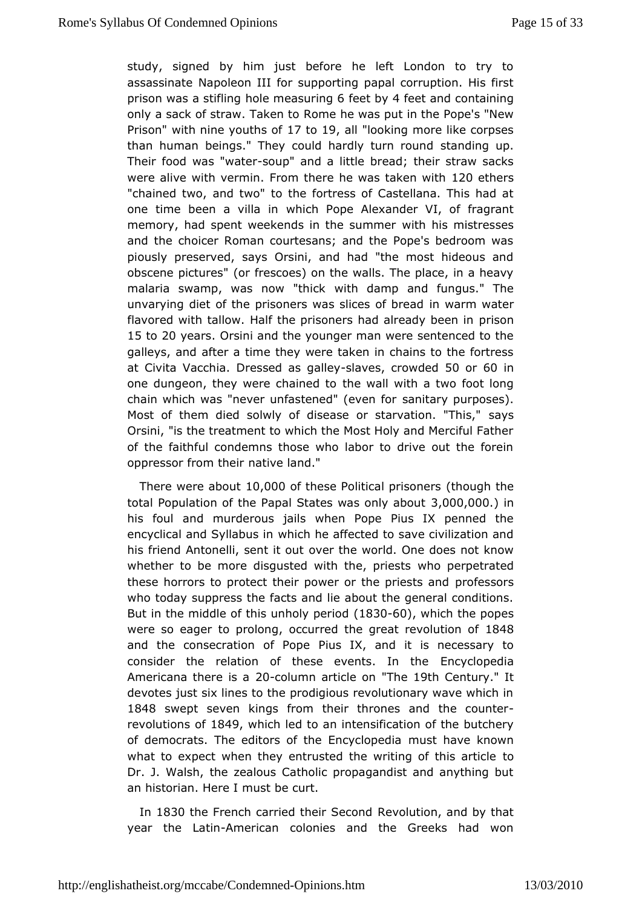study, signed by him just before he left London to try to assassinate Napoleon III for supporting papal corruption. His first prison was a stifling hole measuring 6 feet by 4 feet and containing only a sack of straw. Taken to Rome he was put in the Pope's "New Prison" with nine youths of 17 to 19, all "looking more like corpses than human beings." They could hardly turn round standing up. Their food was "water-soup" and a little bread; their straw sacks were alive with vermin. From there he was taken with 120 ethers "chained two, and two" to the fortress of Castellana. This had at one time been a villa in which Pope Alexander VI, of fragrant memory, had spent weekends in the summer with his mistresses and the choicer Roman courtesans; and the Pope's bedroom was piously preserved, says Orsini, and had "the most hideous and obscene pictures" (or frescoes) on the walls. The place, in a heavy malaria swamp, was now "thick with damp and fungus." The unvarying diet of the prisoners was slices of bread in warm water flavored with tallow. Half the prisoners had already been in prison 15 to 20 years. Orsini and the younger man were sentenced to the galleys, and after a time they were taken in chains to the fortress at Civita Vacchia. Dressed as galley-slaves, crowded 50 or 60 in one dungeon, they were chained to the wall with a two foot long chain which was "never unfastened" (even for sanitary purposes). Most of them died solwly of disease or starvation. "This," says Orsini, "is the treatment to which the Most Holy and Merciful Father of the faithful condemns those who labor to drive out the forein oppressor from their native land."

There were about 10,000 of these Political prisoners (though the total Population of the Papal States was only about 3,000,000.) in his foul and murderous jails when Pope Pius IX penned the encyclical and Syllabus in which he affected to save civilization and his friend Antonelli, sent it out over the world. One does not know whether to be more disgusted with the, priests who perpetrated these horrors to protect their power or the priests and professors who today suppress the facts and lie about the general conditions. But in the middle of this unholy period (1830-60), which the popes were so eager to prolong, occurred the great revolution of 1848 and the consecration of Pope Pius IX, and it is necessary to consider the relation of these events. In the Encyclopedia Americana there is a 20-column article on "The 19th Century." It devotes just six lines to the prodigious revolutionary wave which in 1848 swept seven kings from their thrones and the counter-revolutions of 1849, which led to an intensification of the butchery of democrats. The editors of the Encyclopedia must have known what to expect when they entrusted the writing of this article to Dr. J. Walsh, the zealous Catholic propagandist and anything but an historian. Here I must be curt.

In 1830 the French carried their Second Revolution, and by that year the Latin-American colonies and the Greeks had won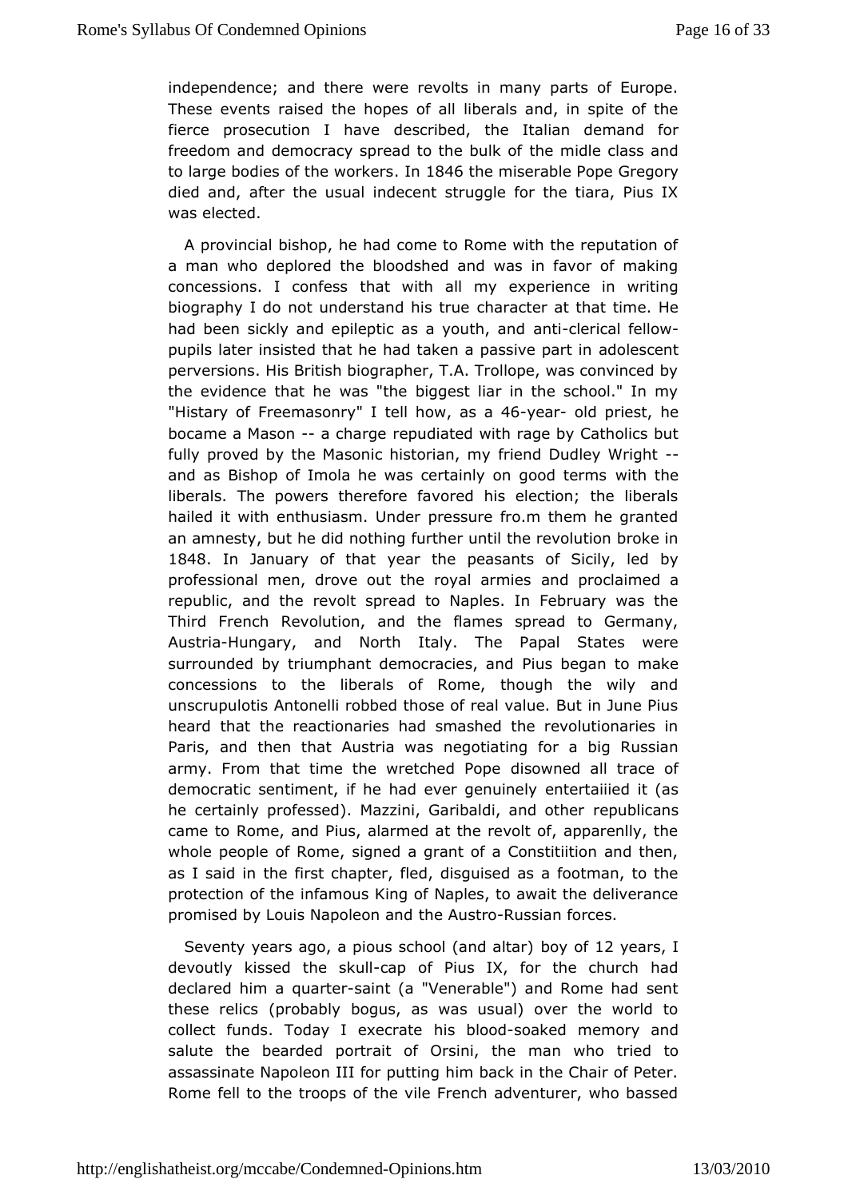independence; and there were revolts in many parts of Europe. These events raised the hopes of all liberals and, in spite of the fierce prosecution I have described, the Italian demand for freedom and democracy spread to the bulk of the midle class and to large bodies of the workers. In 1846 the miserable Pope Gregory died and, after the usual indecent struggle for the tiara, Pius IX was elected.

A provincial bishop, he had come to Rome with the reputation of a man who deplored the bloodshed and was in favor of making concessions. I confess that with all my experience in writing biography I do not understand his true character at that time. He had been sickly and epileptic as a youth, and anti-clerical fellow-pupils later insisted that he had taken a passive part in adolescent perversions. His British biographer, T.A. Trollope, was convinced by the evidence that he was "the biggest liar in the school." In my "Histary of Freemasonry" I tell how, as a 46-year- old priest, he bocame a Mason -- a charge repudiated with rage by Catholics but fully proved by the Masonic historian, my friend Dudley Wright -- and as Bishop of Imola he was certainly on good terms with the liberals. The powers therefore favored his election; the liberals hailed it with enthusiasm. Under pressure fro.m them he granted an amnesty, but he did nothing further until the revolution broke in 1848. In January of that year the peasants of Sicily, led by professional men, drove out the royal armies and proclaimed a republic, and the revolt spread to Naples. In February was the Third French Revolution, and the flames spread to Germany, Austria-Hungary, and North Italy. The Papal States were surrounded by triumphant democracies, and Pius began to make concessions to the liberals of Rome, though the wily and unscrupulotis Antonelli robbed those of real value. But in June Pius heard that the reactionaries had smashed the revolutionaries in Paris, and then that Austria was negotiating for a big Russian army. From that time the wretched Pope disowned all trace of democratic sentiment, if he had ever genuinely entertaiiied it (as he certainly professed). Mazzini, Garibaldi, and other republicans came to Rome, and Pius, alarmed at the revolt of, apparenlly, the whole people of Rome, signed a grant of a Constitiition and then, as I said in the first chapter, fled, disguised as a footman, to the protection of the infamous King of Naples, to await the deliverance promised by Louis Napoleon and the Austro-Russian forces.

Seventy years ago, a pious school (and altar) boy of 12 years, I devoutly kissed the skull-cap of Pius IX, for the church had declared him a quarter-saint (a "Venerable") and Rome had sent these relics (probably bogus, as was usual) over the world to collect funds. Today I execrate his blood-soaked memory and salute the bearded portrait of Orsini, the man who tried to assassinate Napoleon III for putting him back in the Chair of Peter. Rome fell to the troops of the vile French adventurer, who bassed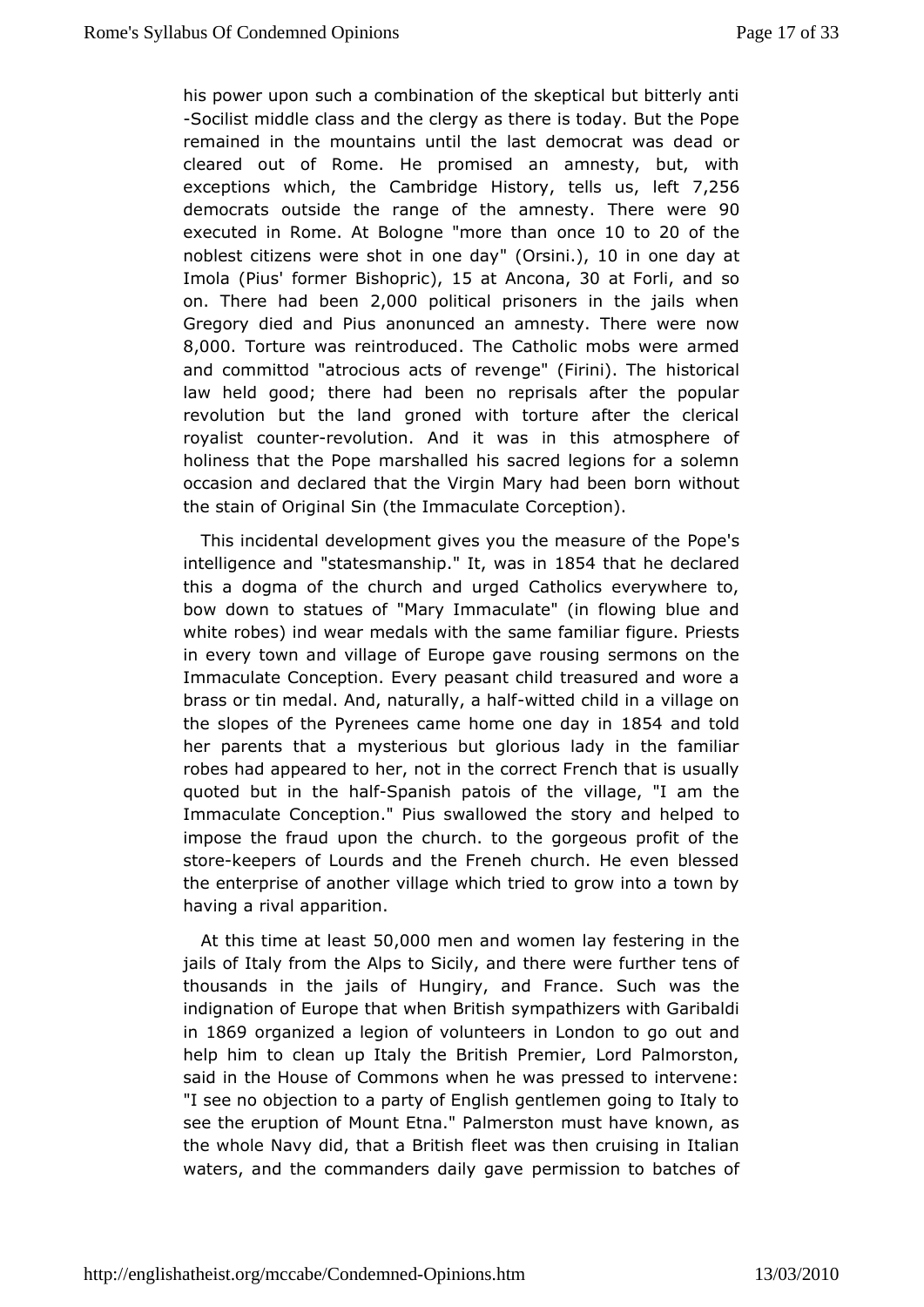his power upon such a combination of the skeptical but bitterly anti-Socilist middle class and the clergy as there is today. But the Pope remained in the mountains until the last democrat was dead or cleared out of Rome. He promised an amnesty, but, with exceptions which, the Cambridge History, tells us, left 7,256 democrats outside the range of the amnesty. There were 90 executed in Rome. At Bologne "more than once 10 to 20 of the noblest citizens were shot in one day" (Orsini.), 10 in one day at Imola (Pius' former Bishopric), 15 at Ancona, 30 at Forli, and so on. There had been 2,000 political prisoners in the jails when Gregory died and Pius anonunced an amnesty. There were now 8,000. Torture was reintroduced. The Catholic mobs were armed and committod "atrocious acts of revenge" (Firini). The historical law held good; there had been no reprisals after the popular revolution but the land groned with torture after the clerical royalist counter-revolution. And it was in this atmosphere of holiness that the Pope marshalled his sacred legions for a solemn occasion and declared that the Virgin Mary had been born without the stain of Original Sin (the Immaculate Corception).

This incidental development gives you the measure of the Pope's intelligence and "statesmanship." It, was in 1854 that he declared this a dogma of the church and urged Catholics everywhere to, bow down to statues of "Mary Immaculate" (in flowing blue and white robes) ind wear medals with the same familiar figure. Priests in every town and village of Europe gave rousing sermons on the Immaculate Conception. Every peasant child treasured and wore a brass or tin medal. And, naturally, a half-witted child in a village on the slopes of the Pyrenees came home one day in 1854 and told her parents that a mysterious but glorious lady in the familiar robes had appeared to her, not in the correct French that is usually quoted but in the half-Spanish patois of the village, "I am the Immaculate Conception." Pius swallowed the story and helped to impose the fraud upon the church. to the gorgeous profit of the store-keepers of Lourds and the Freneh church. He even blessed the enterprise of another village which tried to grow into a town by having a rival apparition.

At this time at least 50,000 men and women lay festering in the jails of Italy from the Alps to Sicily, and there were further tens of thousands in the jails of Hungiry, and France. Such was the indignation of Europe that when British sympathizers with Garibaldi in 1869 organized a legion of volunteers in London to go out and help him to clean up Italy the British Premier, Lord Palmorston, said in the House of Commons when he was pressed to intervene: "I see no objection to a party of English gentlemen going to Italy to see the eruption of Mount Etna." Palmerston must have known, as the whole Navy did, that a British fleet was then cruising in Italian waters, and the commanders daily gave permission to batches of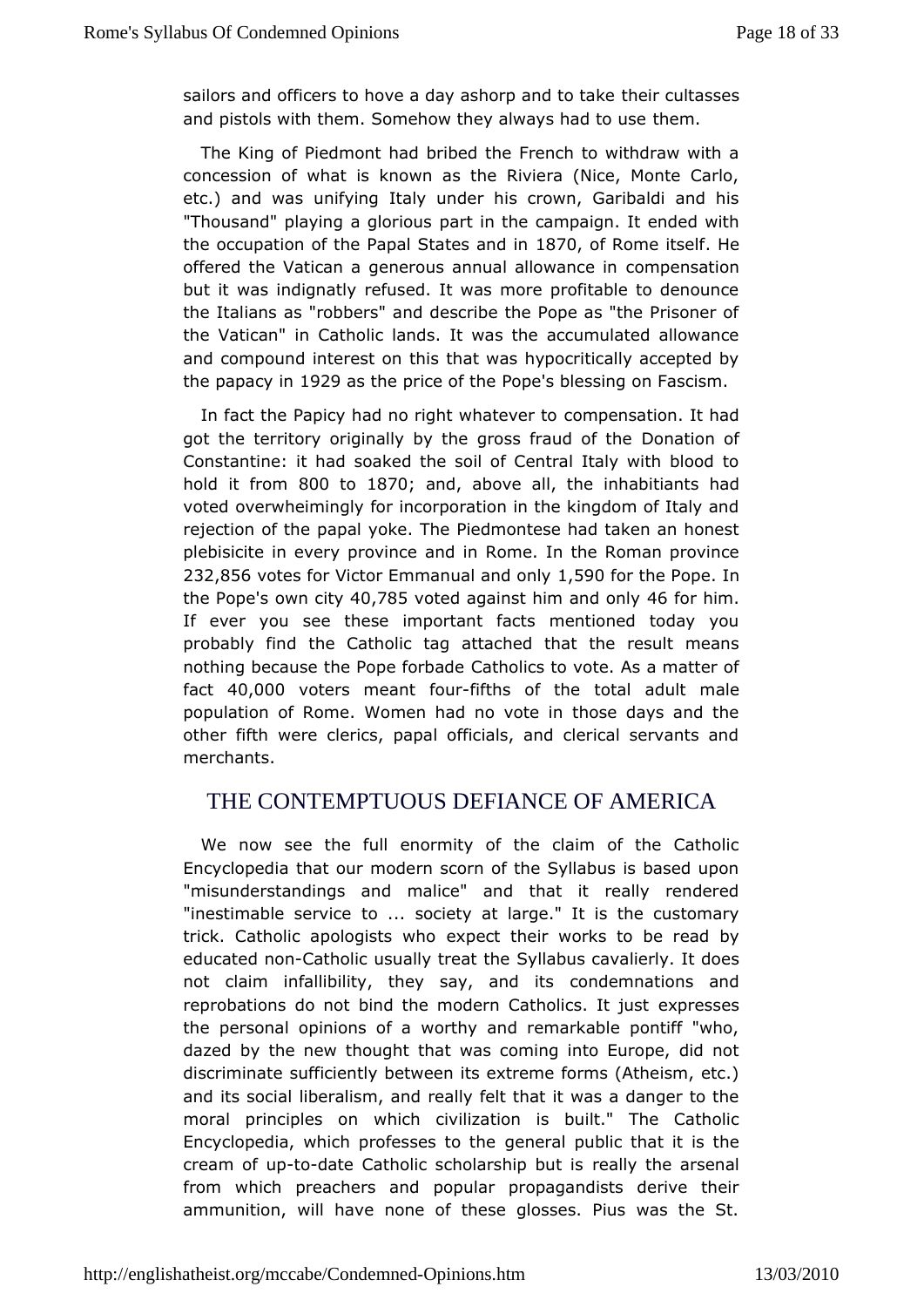sailors and officers to hove a day ashorp and to take their cultasses and pistols with them. Somehow they always had to use them.

The King of Piedmont had bribed the French to withdraw with a concession of what is known as the Riviera (Nice, Monte Carlo, etc.) and was unifying Italy under his crown, Garibaldi and his "Thousand" playing a glorious part in the campaign. It ended with the occupation of the Papal States and in 1870, of Rome itself. He offered the Vatican a generous annual allowance in compensation but it was indignatly refused. It was more profitable to denounce the Italians as "robbers" and describe the Pope as "the Prisoner of the Vatican" in Catholic lands. It was the accumulated allowance and compound interest on this that was hypocritically accepted by the papacy in 1929 as the price of the Pope's blessing on Fascism.

In fact the Papicy had no right whatever to compensation. It had got the territory originally by the gross fraud of the Donation of Constantine: it had soaked the soil of Central Italy with blood to hold it from 800 to 1870; and, above all, the inhabitiants had voted overwheimingly for incorporation in the kingdom of Italy and rejection of the papal yoke. The Piedmontese had taken an honest plebisicite in every province and in Rome. In the Roman province 232,856 votes for Victor Emmanual and only 1,590 for the Pope. In the Pope's own city 40,785 voted against him and only 46 for him. If ever you see these important facts mentioned today you probably find the Catholic tag attached that the result means nothing because the Pope forbade Catholics to vote. As a matter of fact 40,000 voters meant four-fifths of the total adult male population of Rome. Women had no vote in those days and the other fifth were clerics, papal officials, and clerical servants and merchants.

## THE CONTEMPTUOUS DEFIANCE OF AMERICA

We now see the full enormity of the claim of the Catholic Encyclopedia that our modern scorn of the Syllabus is based upon "misunderstandings and malice" and that it really rendered "inestimable service to ... society at large." It is the customary trick. Catholic apologists who expect their works to be read by educated non-Catholic usually treat the Syllabus cavalierly. It does not claim infallibility, they say, and its condemnations and reprobations do not bind the modern Catholics. It just expresses the personal opinions of a worthy and remarkable pontiff "who, dazed by the new thought that was coming into Europe, did not discriminate sufficiently between its extreme forms (Atheism, etc.) and its social liberalism, and really felt that it was a danger to the moral principles on which civilization is built." The Catholic Encyclopedia, which professes to the general public that it is the cream of up-to-date Catholic scholarship but is really the arsenal from which preachers and popular propagandists derive their ammunition, will have none of these glosses. Pius was the St.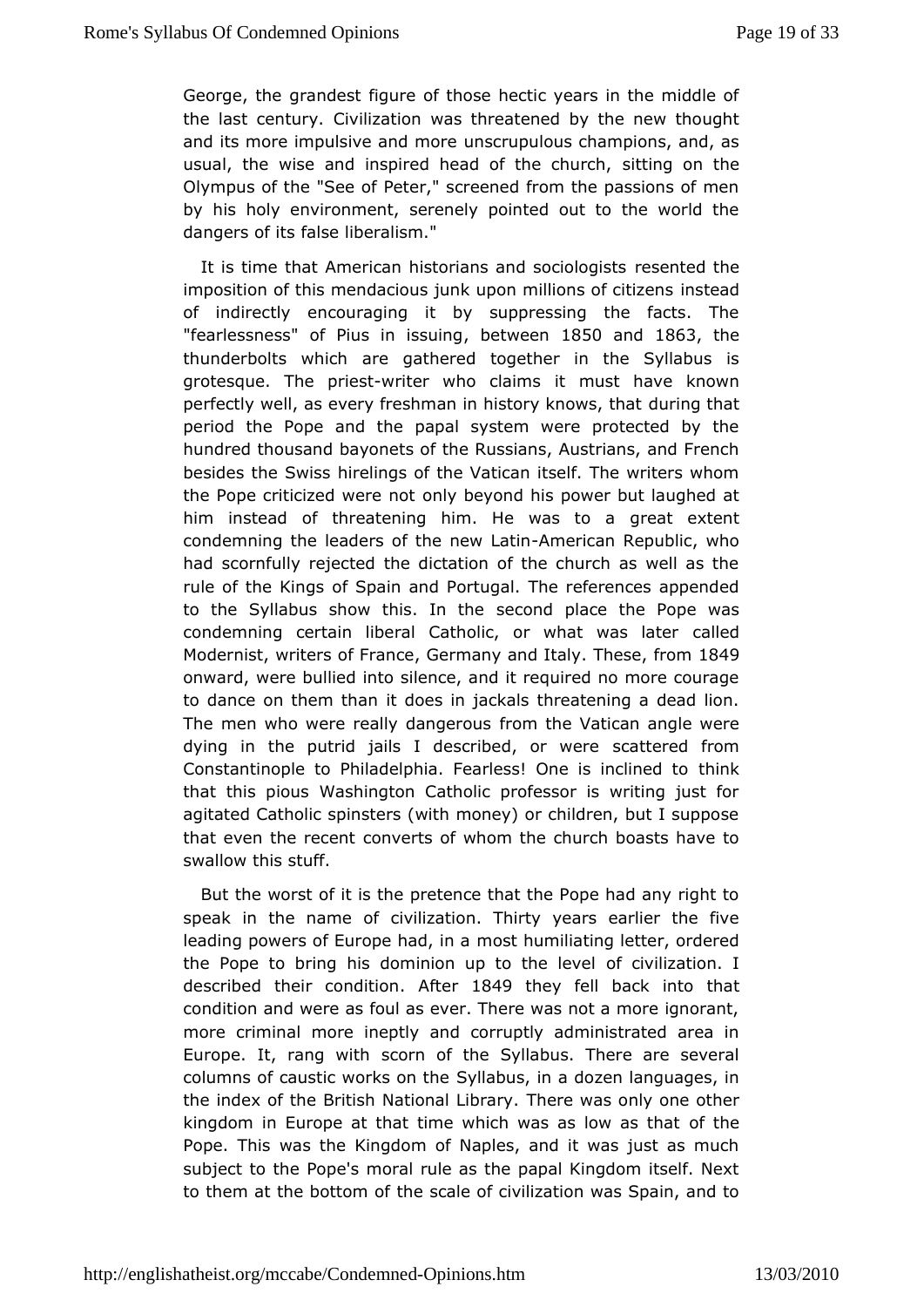George, the grandest figure of those hectic years in the middle of the last century. Civilization was threatened by the new thought and its more impulsive and more unscrupulous champions, and, as usual, the wise and inspired head of the church, sitting on the Olympus of the "See of Peter," screened from the passions of men by his holy environment, serenely pointed out to the world the dangers of its false liberalism."

It is time that American historians and sociologists resented the imposition of this mendacious junk upon millions of citizens instead of indirectly encouraging it by suppressing the facts. The "fearlessness" of Pius in issuing, between 1850 and 1863, the thunderbolts which are gathered together in the Syllabus is grotesque. The priest-writer who claims it must have known perfectly well, as every freshman in history knows, that during that period the Pope and the papal system were protected by the hundred thousand bayonets of the Russians, Austrians, and French besides the Swiss hirelings of the Vatican itself. The writers whom the Pope criticized were not only beyond his power but laughed at him instead of threatening him. He was to a great extent condemning the leaders of the new Latin-American Republic, who had scornfully rejected the dictation of the church as well as the rule of the Kings of Spain and Portugal. The references appended to the Syllabus show this. In the second place the Pope was condemning certain liberal Catholic, or what was later called Modernist, writers of France, Germany and Italy. These, from 1849 onward, were bullied into silence, and it required no more courage to dance on them than it does in jackals threatening a dead lion. The men who were really dangerous from the Vatican angle were dying in the putrid jails I described, or were scattered from Constantinople to Philadelphia. Fearless! One is inclined to think that this pious Washington Catholic professor is writing just for agitated Catholic spinsters (with money) or children, but I suppose that even the recent converts of whom the church boasts have to swallow this stuff.

But the worst of it is the pretence that the Pope had any right to speak in the name of civilization. Thirty years earlier the five leading powers of Europe had, in a most humiliating letter, ordered the Pope to bring his dominion up to the level of civilization. I described their condition. After 1849 they fell back into that condition and were as foul as ever. There was not a more ignorant, more criminal more ineptly and corruptly administrated area in Europe. It, rang with scorn of the Syllabus. There are several columns of caustic works on the Syllabus, in a dozen languages, in the index of the British National Library. There was only one other kingdom in Europe at that time which was as low as that of the Pope. This was the Kingdom of Naples, and it was just as much subject to the Pope's moral rule as the papal Kingdom itself. Next to them at the bottom of the scale of civilization was Spain, and to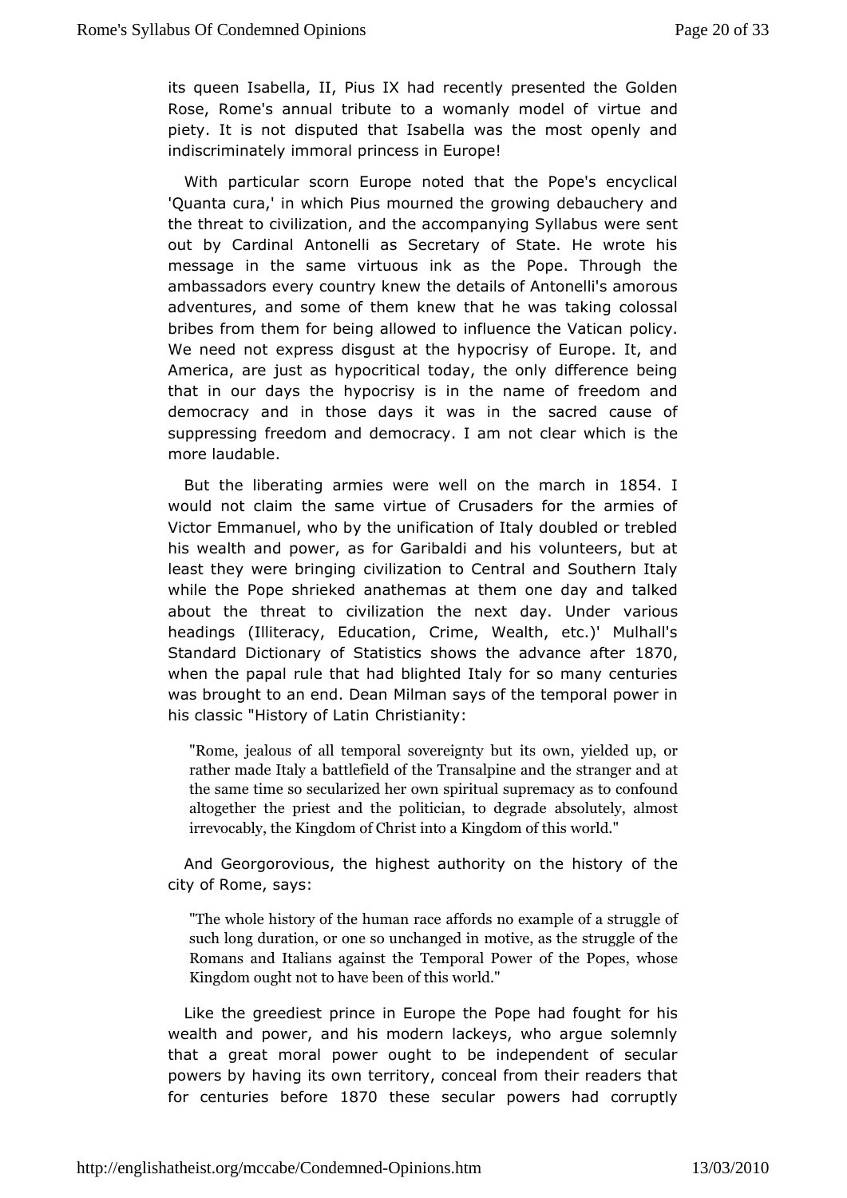its queen Isabella, II, Pius IX had recently presented the Golden Rose, Rome's annual tribute to a womanly model of virtue and piety. It is not disputed that Isabella was the most openly and indiscriminately immoral princess in Europe!

With particular scorn Europe noted that the Pope's encyclical 'Quanta cura,' in which Pius mourned the growing debauchery and the threat to civilization, and the accompanying Syllabus were sent out by Cardinal Antonelli as Secretary of State. He wrote his message in the same virtuous ink as the Pope. Through the ambassadors every country knew the details of Antonelli's amorous adventures, and some of them knew that he was taking colossal bribes from them for being allowed to influence the Vatican policy. We need not express disgust at the hypocrisy of Europe. It, and America, are just as hypocritical today, the only difference being that in our days the hypocrisy is in the name of freedom and democracy and in those days it was in the sacred cause of suppressing freedom and democracy. I am not clear which is the more laudable.

But the liberating armies were well on the march in 1854. I would not claim the same virtue of Crusaders for the armies of Victor Emmanuel, who by the unification of Italy doubled or trebled his wealth and power, as for Garibaldi and his volunteers, but at least they were bringing civilization to Central and Southern Italy while the Pope shrieked anathemas at them one day and talked about the threat to civilization the next day. Under various headings (Illiteracy, Education, Crime, Wealth, etc.)' Mulhall's Standard Dictionary of Statistics shows the advance after 1870, when the papal rule that had blighted Italy for so many centuries was brought to an end. Dean Milman says of the temporal power in his classic "History of Latin Christianity:

> "Rome, jealous of all temporal sovereignty but its own, yielded up, or rather made Italy a battlefield of the Transalpine and the stranger and at the same time so secularized her own spiritual supremacy as to confound altogether the priest and the politician, to degrade absolutely, almost irrevocably, the Kingdom of Christ into a Kingdom of this world."

And Georgorovious, the highest authority on the history of the city of Rome, says:

> "The whole history of the human race affords no example of a struggle of such long duration, or one so unchanged in motive, as the struggle of the Romans and Italians against the Temporal Power of the Popes, whose Kingdom ought not to have been of this world."

Like the greediest prince in Europe the Pope had fought for his wealth and power, and his modern lackeys, who argue solemnly that a great moral power ought to be independent of secular powers by having its own territory, conceal from their readers that for centuries before 1870 these secular powers had corruptly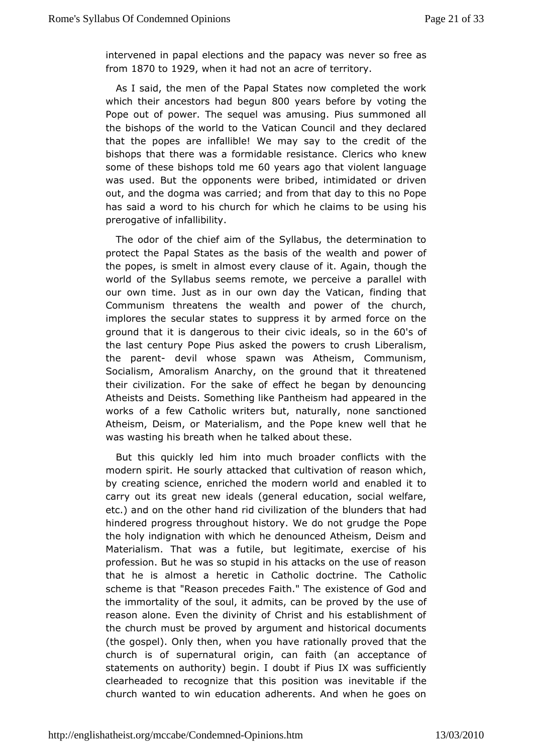intervened in papal elections and the papacy was never so free as from 1870 to 1929, when it had not an acre of territory.

As I said, the men of the Papal States now completed the work which their ancestors had begun 800 years before by voting the Pope out of power. The sequel was amusing. Pius summoned all the bishops of the world to the Vatican Council and they declared that the popes are infallible! We may say to the credit of the bishops that there was a formidable resistance. Clerics who knew some of these bishops told me 60 years ago that violent language was used. But the opponents were bribed, intimidated or driven out, and the dogma was carried; and from that day to this no Pope has said a word to his church for which he claims to be using his prerogative of infallibility.

The odor of the chief aim of the Syllabus, the determination to protect the Papal States as the basis of the wealth and power of the popes, is smelt in almost every clause of it. Again, though the world of the Syllabus seems remote, we perceive a parallel with our own time. Just as in our own day the Vatican, finding that Communism threatens the wealth and power of the church, implores the secular states to suppress it by armed force on the ground that it is dangerous to their civic ideals, so in the 60's of the last century Pope Pius asked the powers to crush Liberalism, the parent- devil whose spawn was Atheism, Communism, Socialism, Amoralism Anarchy, on the ground that it threatened their civilization. For the sake of effect he began by denouncing Atheists and Deists. Something like Pantheism had appeared in the works of a few Catholic writers but, naturally, none sanctioned Atheism, Deism, or Materialism, and the Pope knew well that he was wasting his breath when he talked about these.

But this quickly led him into much broader conflicts with the modern spirit. He sourly attacked that cultivation of reason which, by creating science, enriched the modern world and enabled it to carry out its great new ideals (general education, social welfare, etc.) and on the other hand rid civilization of the blunders that had hindered progress throughout history. We do not grudge the Pope the holy indignation with which he denounced Atheism, Deism and Materialism. That was a futile, but legitimate, exercise of his profession. But he was so stupid in his attacks on the use of reason that he is almost a heretic in Catholic doctrine. The Catholic scheme is that "Reason precedes Faith." The existence of God and the immortality of the soul, it admits, can be proved by the use of reason alone. Even the divinity of Christ and his establishment of the church must be proved by argument and historical documents (the gospel). Only then, when you have rationally proved that the church is of supernatural origin, can faith (an acceptance of statements on authority) begin. I doubt if Pius IX was sufficiently clearheaded to recognize that this position was inevitable if the church wanted to win education adherents. And when he goes on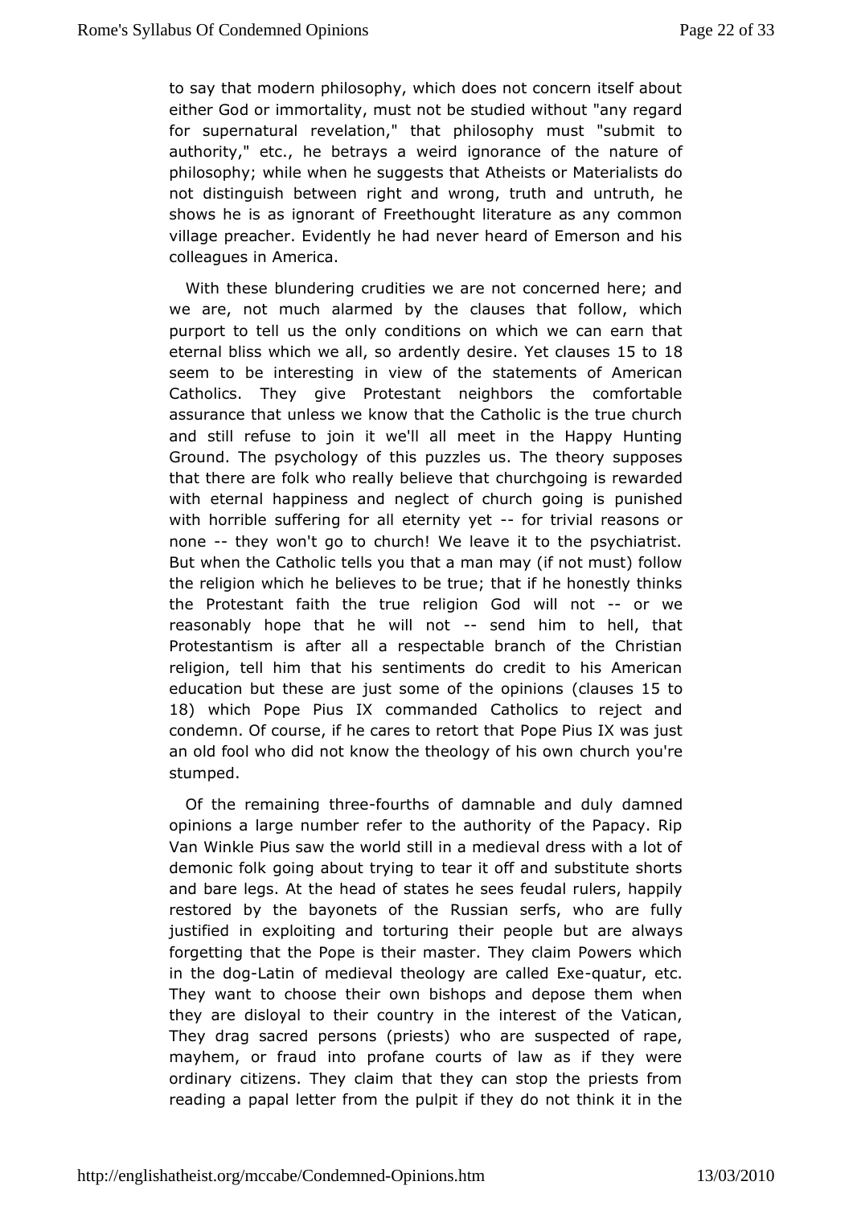to say that modern philosophy, which does not concern itself about either God or immortality, must not be studied without "any regard for supernatural revelation," that philosophy must "submit to authority," etc., he betrays a weird ignorance of the nature of philosophy; while when he suggests that Atheists or Materialists do not distinguish between right and wrong, truth and untruth, he shows he is as ignorant of Freethought literature as any common village preacher. Evidently he had never heard of Emerson and his colleagues in America.

With these blundering crudities we are not concerned here; and we are, not much alarmed by the clauses that follow, which purport to tell us the only conditions on which we can earn that eternal bliss which we all, so ardently desire. Yet clauses 15 to 18 seem to be interesting in view of the statements of American Catholics. They give Protestant neighbors the comfortable assurance that unless we know that the Catholic is the true church and still refuse to join it we'll all meet in the Happy Hunting Ground. The psychology of this puzzles us. The theory supposes that there are folk who really believe that churchgoing is rewarded with eternal happiness and neglect of church going is punished with horrible suffering for all eternity yet -- for trivial reasons or none -- they won't go to church! We leave it to the psychiatrist. But when the Catholic tells you that a man may (if not must) follow the religion which he believes to be true; that if he honestly thinks the Protestant faith the true religion God will not -- or we reasonably hope that he will not -- send him to hell, that Protestantism is after all a respectable branch of the Christian religion, tell him that his sentiments do credit to his American education but these are just some of the opinions (clauses 15 to 18) which Pope Pius IX commanded Catholics to reject and condemn. Of course, if he cares to retort that Pope Pius IX was just an old fool who did not know the theology of his own church you're stumped.

Of the remaining three-fourths of damnable and duly damned opinions a large number refer to the authority of the Papacy. Rip Van Winkle Pius saw the world still in a medieval dress with a lot of demonic folk going about trying to tear it off and substitute shorts and bare legs. At the head of states he sees feudal rulers, happily restored by the bayonets of the Russian serfs, who are fully justified in exploiting and torturing their people but are always forgetting that the Pope is their master. They claim Powers which in the dog-Latin of medieval theology are called Exe-quatur, etc. They want to choose their own bishops and depose them when they are disloyal to their country in the interest of the Vatican, They drag sacred persons (priests) who are suspected of rape, mayhem, or fraud into profane courts of law as if they were ordinary citizens. They claim that they can stop the priests from reading a papal letter from the pulpit if they do not think it in the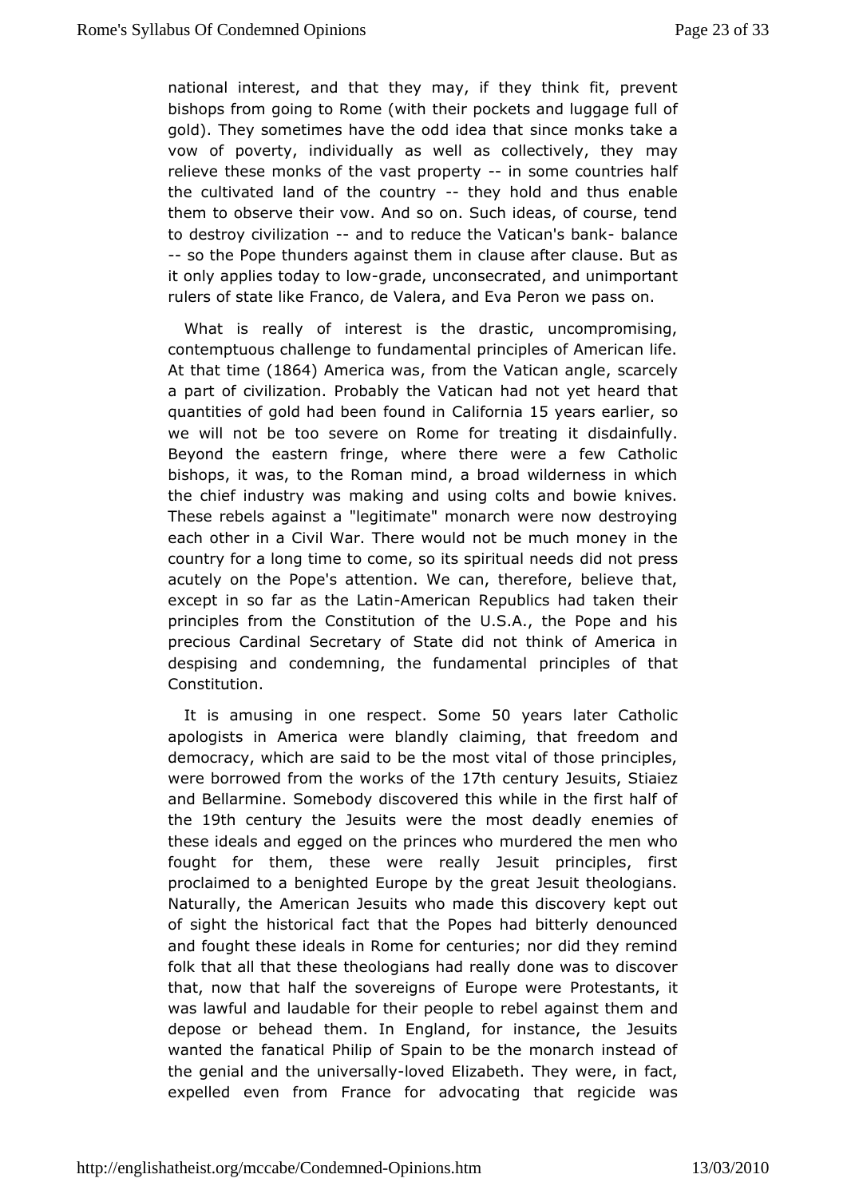national interest, and that they may, if they think fit, prevent bishops from going to Rome (with their pockets and luggage full of gold). They sometimes have the odd idea that since monks take a vow of poverty, individually as well as collectively, they may relieve these monks of the vast property -- in some countries half the cultivated land of the country -- they hold and thus enable them to observe their vow. And so on. Such ideas, of course, tend to destroy civilization -- and to reduce the Vatican's bank- balance -- so the Pope thunders against them in clause after clause. But as it only applies today to low-grade, unconsecrated, and unimportant rulers of state like Franco, de Valera, and Eva Peron we pass on.

What is really of interest is the drastic, uncompromising, contemptuous challenge to fundamental principles of American life. At that time (1864) America was, from the Vatican angle, scarcely a part of civilization. Probably the Vatican had not yet heard that quantities of gold had been found in California 15 years earlier, so we will not be too severe on Rome for treating it disdainfully. Beyond the eastern fringe, where there were a few Catholic bishops, it was, to the Roman mind, a broad wilderness in which the chief industry was making and using colts and bowie knives. These rebels against a "legitimate" monarch were now destroying each other in a Civil War. There would not be much money in the country for a long time to come, so its spiritual needs did not press acutely on the Pope's attention. We can, therefore, believe that, except in so far as the Latin-American Republics had taken their principles from the Constitution of the U.S.A., the Pope and his precious Cardinal Secretary of State did not think of America in despising and condemning, the fundamental principles of that Constitution.

It is amusing in one respect. Some 50 years later Catholic apologists in America were blandly claiming, that freedom and democracy, which are said to be the most vital of those principles, were borrowed from the works of the 17th century Jesuits, Stiaiez and Bellarmine. Somebody discovered this while in the first half of the 19th century the Jesuits were the most deadly enemies of these ideals and egged on the princes who murdered the men who fought for them, these were really Jesuit principles, first proclaimed to a benighted Europe by the great Jesuit theologians. Naturally, the American Jesuits who made this discovery kept out of sight the historical fact that the Popes had bitterly denounced and fought these ideals in Rome for centuries; nor did they remind folk that all that these theologians had really done was to discover that, now that half the sovereigns of Europe were Protestants, it was lawful and laudable for their people to rebel against them and depose or behead them. In England, for instance, the Jesuits wanted the fanatical Philip of Spain to be the monarch instead of the genial and the universally-loved Elizabeth. They were, in fact, expelled even from France for advocating that regicide was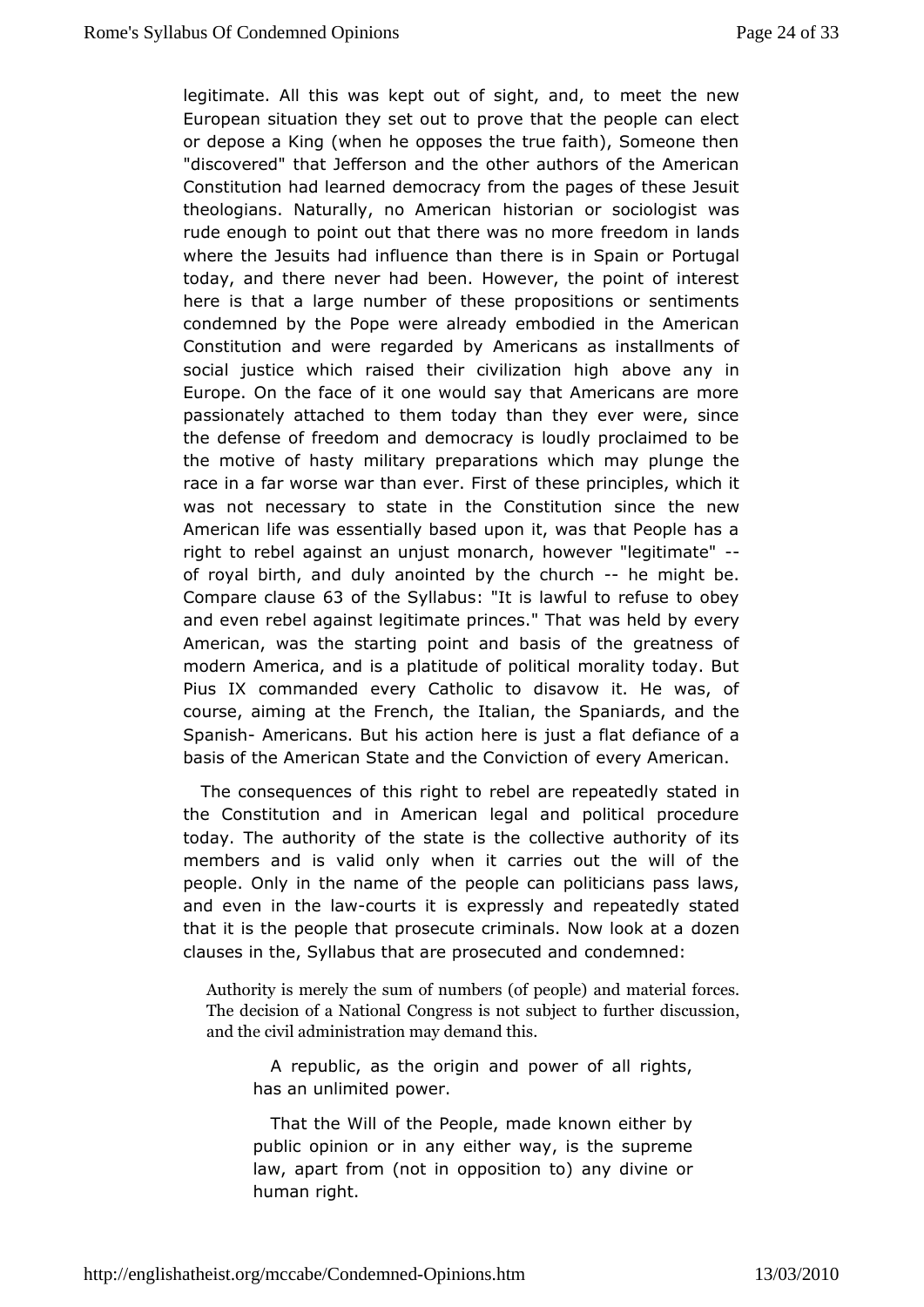legitimate. All this was kept out of sight, and, to meet the new European situation they set out to prove that the people can elect or depose a King (when he opposes the true faith), Someone then "discovered" that Jefferson and the other authors of the American Constitution had learned democracy from the pages of these Jesuit theologians. Naturally, no American historian or sociologist was rude enough to point out that there was no more freedom in lands where the Jesuits had influence than there is in Spain or Portugal today, and there never had been. However, the point of interest here is that a large number of these propositions or sentiments condemned by the Pope were already embodied in the American Constitution and were regarded by Americans as installments of social justice which raised their civilization high above any in Europe. On the face of it one would say that Americans are more passionately attached to them today than they ever were, since the defense of freedom and democracy is loudly proclaimed to be the motive of hasty military preparations which may plunge the race in a far worse war than ever. First of these principles, which it was not necessary to state in the Constitution since the new American life was essentially based upon it, was that People has a right to rebel against an unjust monarch, however "legitimate" -- of royal birth, and duly anointed by the church -- he might be. Compare clause 63 of the Syllabus: "It is lawful to refuse to obey and even rebel against legitimate princes." That was held by every American, was the starting point and basis of the greatness of modern America, and is a platitude of political morality today. But Pius IX commanded every Catholic to disavow it. He was, of course, aiming at the French, the Italian, the Spaniards, and the Spanish- Americans. But his action here is just a flat defiance of a basis of the American State and the Conviction of every American.

The consequences of this right to rebel are repeatedly stated in the Constitution and in American legal and political procedure today. The authority of the state is the collective authority of its members and is valid only when it carries out the will of the people. Only in the name of the people can politicians pass laws, and even in the law-courts it is expressly and repeatedly stated that it is the people that prosecute criminals. Now look at a dozen clauses in the, Syllabus that are prosecuted and condemned:

> Authority is merely the sum of numbers (of people) and material forces. The decision of a National Congress is not subject to further discussion, and the civil administration may demand this.
>
> > A republic, as the origin and power of all rights, has an unlimited power.
> >
> > That the Will of the People, made known either by public opinion or in any either way, is the supreme law, apart from (not in opposition to) any divine or human right.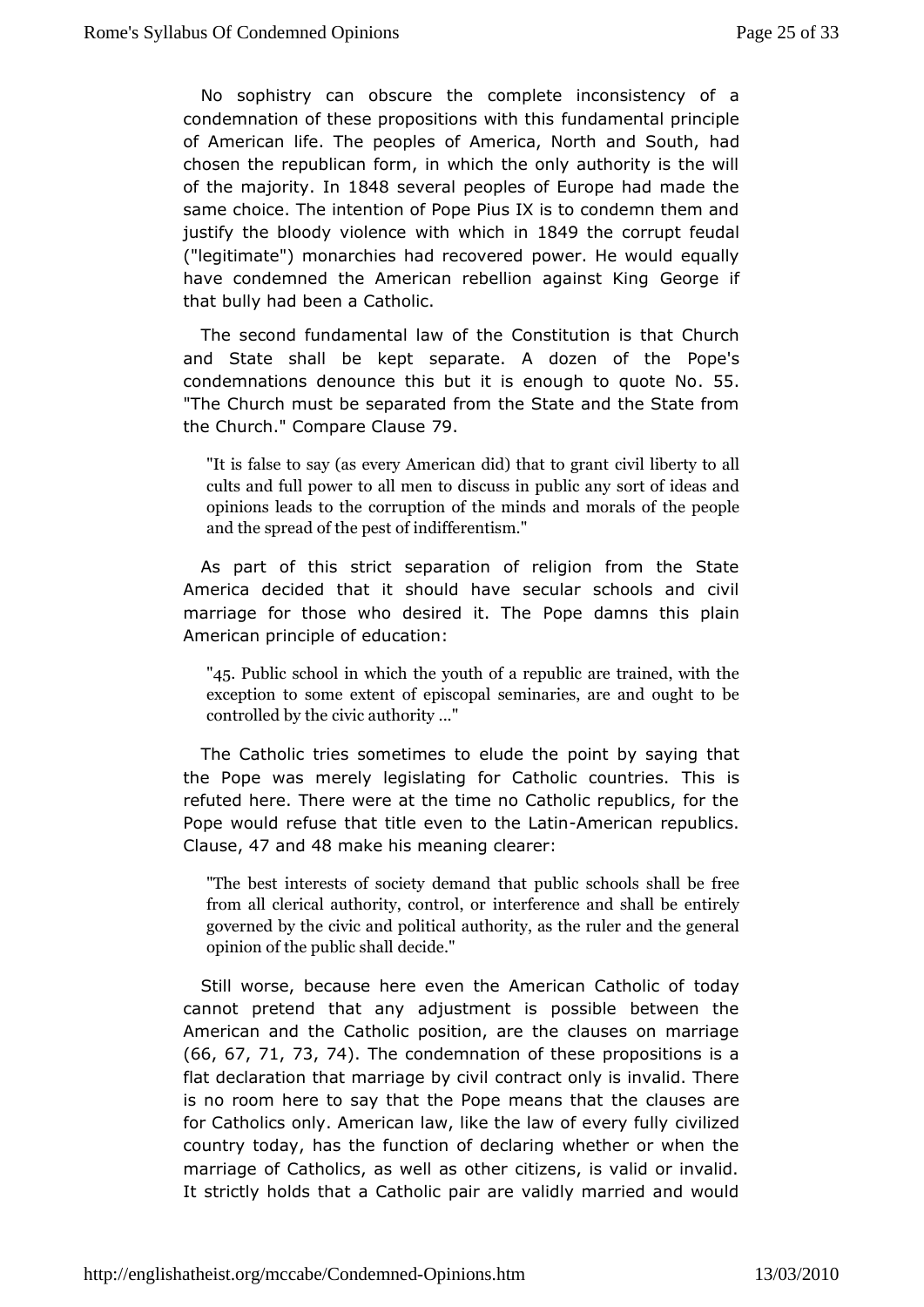No sophistry can obscure the complete inconsistency of a condemnation of these propositions with this fundamental principle of American life. The peoples of America, North and South, had chosen the republican form, in which the only authority is the will of the majority. In 1848 several peoples of Europe had made the same choice. The intention of Pope Pius IX is to condemn them and justify the bloody violence with which in 1849 the corrupt feudal ("legitimate") monarchies had recovered power. He would equally have condemned the American rebellion against King George if that bully had been a Catholic.

The second fundamental law of the Constitution is that Church and State shall be kept separate. A dozen of the Pope's condemnations denounce this but it is enough to quote No. 55. "The Church must be separated from the State and the State from the Church." Compare Clause 79.

> "It is false to say (as every American did) that to grant civil liberty to all cults and full power to all men to discuss in public any sort of ideas and opinions leads to the corruption of the minds and morals of the people and the spread of the pest of indifferentism."

As part of this strict separation of religion from the State America decided that it should have secular schools and civil marriage for those who desired it. The Pope damns this plain American principle of education:

> "45. Public school in which the youth of a republic are trained, with the exception to some extent of episcopal seminaries, are and ought to be controlled by the civic authority ..."

The Catholic tries sometimes to elude the point by saying that the Pope was merely legislating for Catholic countries. This is refuted here. There were at the time no Catholic republics, for the Pope would refuse that title even to the Latin-American republics. Clause, 47 and 48 make his meaning clearer:

> "The best interests of society demand that public schools shall be free from all clerical authority, control, or interference and shall be entirely governed by the civic and political authority, as the ruler and the general opinion of the public shall decide."

Still worse, because here even the American Catholic of today cannot pretend that any adjustment is possible between the American and the Catholic position, are the clauses on marriage (66, 67, 71, 73, 74). The condemnation of these propositions is a flat declaration that marriage by civil contract only is invalid. There is no room here to say that the Pope means that the clauses are for Catholics only. American law, like the law of every fully civilized country today, has the function of declaring whether or when the marriage of Catholics, as well as other citizens, is valid or invalid. It strictly holds that a Catholic pair are validly married and would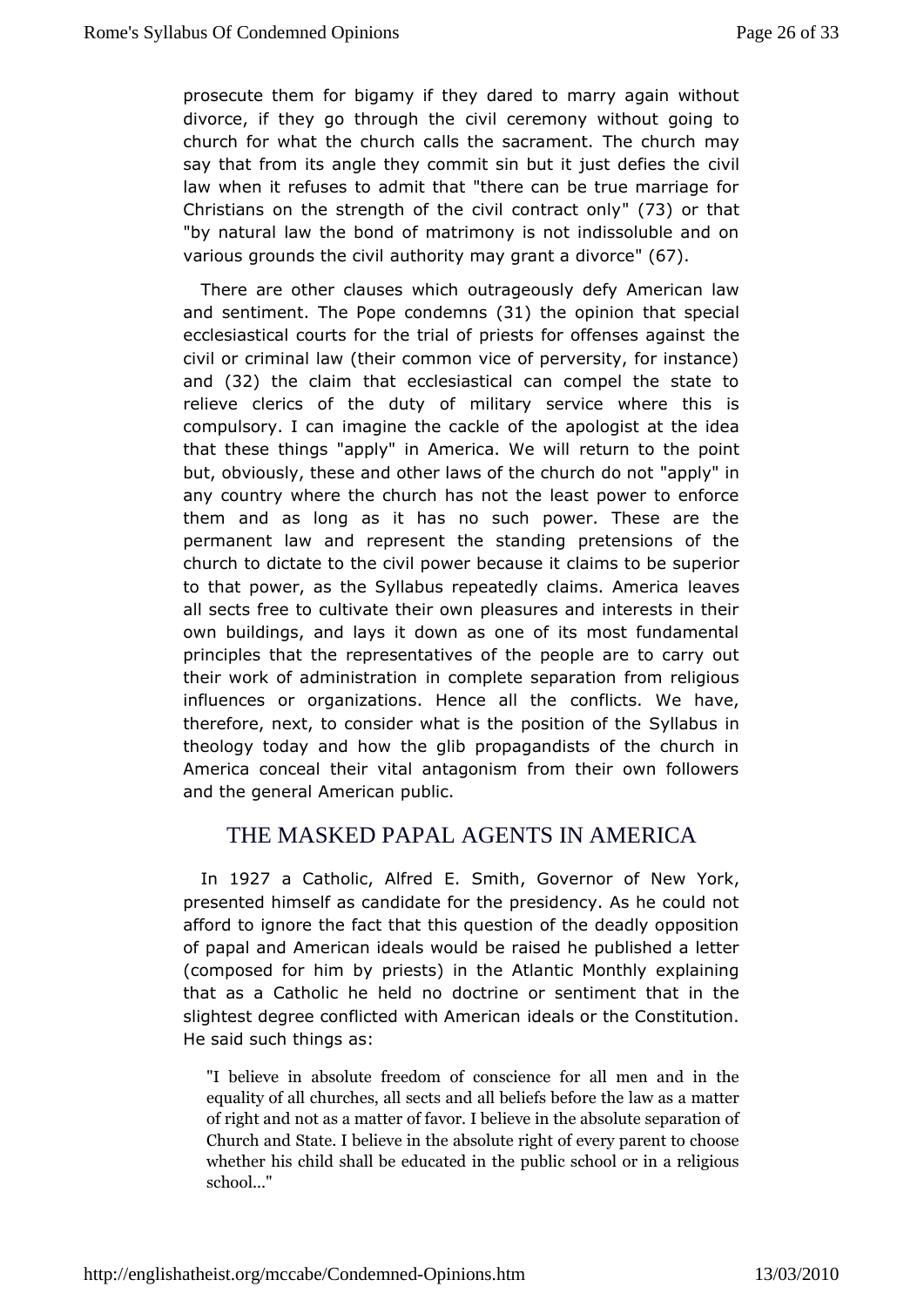prosecute them for bigamy if they dared to marry again without divorce, if they go through the civil ceremony without going to church for what the church calls the sacrament. The church may say that from its angle they commit sin but it just defies the civil law when it refuses to admit that "there can be true marriage for Christians on the strength of the civil contract only" (73) or that "by natural law the bond of matrimony is not indissoluble and on various grounds the civil authority may grant a divorce" (67).

There are other clauses which outrageously defy American law and sentiment. The Pope condemns (31) the opinion that special ecclesiastical courts for the trial of priests for offenses against the civil or criminal law (their common vice of perversity, for instance) and (32) the claim that ecclesiastical can compel the state to relieve clerics of the duty of military service where this is compulsory. I can imagine the cackle of the apologist at the idea that these things "apply" in America. We will return to the point but, obviously, these and other laws of the church do not "apply" in any country where the church has not the least power to enforce them and as long as it has no such power. These are the permanent law and represent the standing pretensions of the church to dictate to the civil power because it claims to be superior to that power, as the Syllabus repeatedly claims. America leaves all sects free to cultivate their own pleasures and interests in their own buildings, and lays it down as one of its most fundamental principles that the representatives of the people are to carry out their work of administration in complete separation from religious influences or organizations. Hence all the conflicts. We have, therefore, next, to consider what is the position of the Syllabus in theology today and how the glib propagandists of the church in America conceal their vital antagonism from their own followers and the general American public.

## THE MASKED PAPAL AGENTS IN AMERICA

In 1927 a Catholic, Alfred E. Smith, Governor of New York, presented himself as candidate for the presidency. As he could not afford to ignore the fact that this question of the deadly opposition of papal and American ideals would be raised he published a letter (composed for him by priests) in the Atlantic Monthly explaining that as a Catholic he held no doctrine or sentiment that in the slightest degree conflicted with American ideals or the Constitution. He said such things as:

> "I believe in absolute freedom of conscience for all men and in the equality of all churches, all sects and all beliefs before the law as a matter of right and not as a matter of favor. I believe in the absolute separation of Church and State. I believe in the absolute right of every parent to choose whether his child shall be educated in the public school or in a religious school..."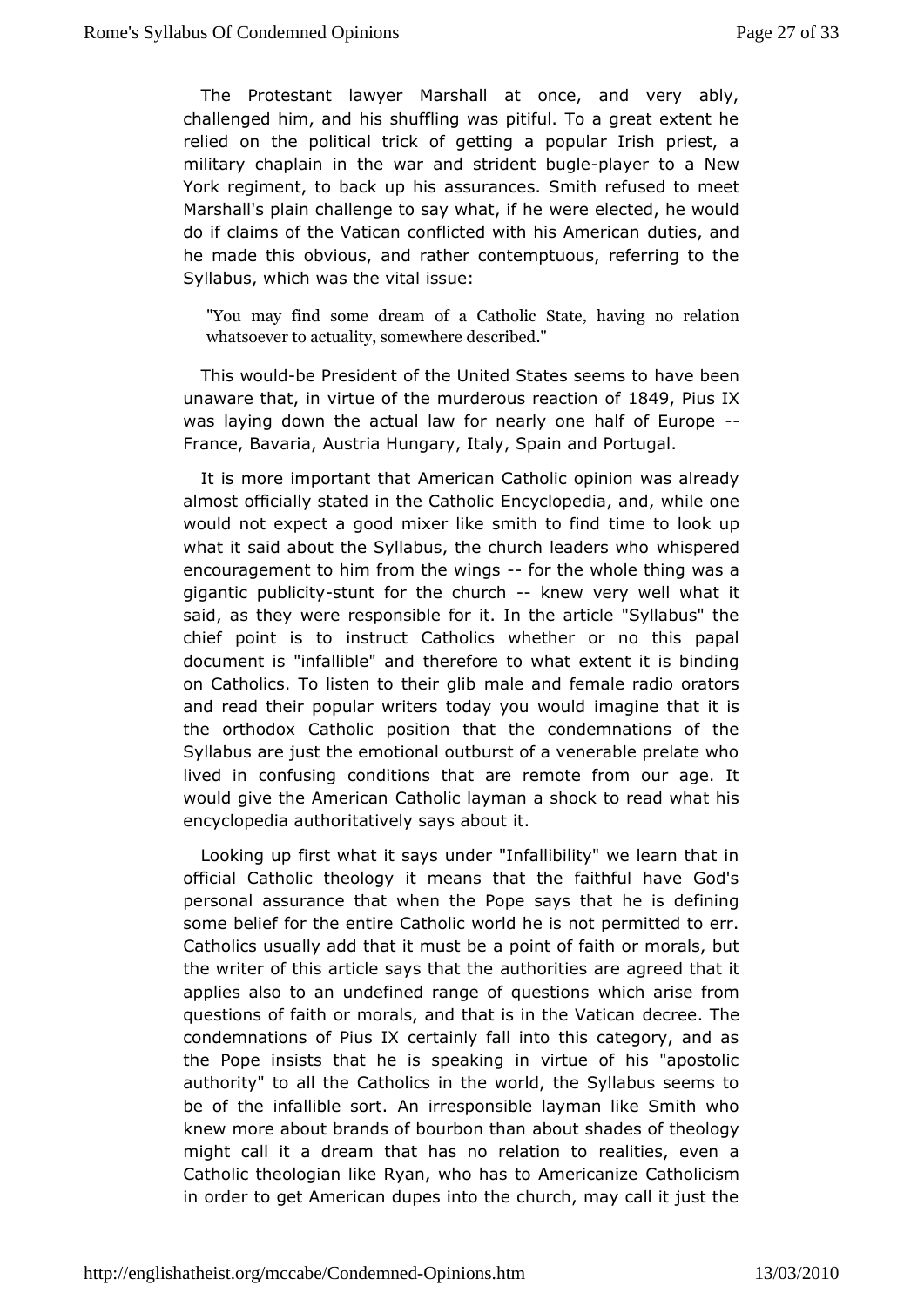The Protestant lawyer Marshall at once, and very ably, challenged him, and his shuffling was pitiful. To a great extent he relied on the political trick of getting a popular Irish priest, a military chaplain in the war and strident bugle-player to a New York regiment, to back up his assurances. Smith refused to meet Marshall's plain challenge to say what, if he were elected, he would do if claims of the Vatican conflicted with his American duties, and he made this obvious, and rather contemptuous, referring to the Syllabus, which was the vital issue:

> "You may find some dream of a Catholic State, having no relation whatsoever to actuality, somewhere described."

This would-be President of the United States seems to have been unaware that, in virtue of the murderous reaction of 1849, Pius IX was laying down the actual law for nearly one half of Europe -- France, Bavaria, Austria Hungary, Italy, Spain and Portugal.

It is more important that American Catholic opinion was already almost officially stated in the Catholic Encyclopedia, and, while one would not expect a good mixer like smith to find time to look up what it said about the Syllabus, the church leaders who whispered encouragement to him from the wings -- for the whole thing was a gigantic publicity-stunt for the church -- knew very well what it said, as they were responsible for it. In the article "Syllabus" the chief point is to instruct Catholics whether or no this papal document is "infallible" and therefore to what extent it is binding on Catholics. To listen to their glib male and female radio orators and read their popular writers today you would imagine that it is the orthodox Catholic position that the condemnations of the Syllabus are just the emotional outburst of a venerable prelate who lived in confusing conditions that are remote from our age. It would give the American Catholic layman a shock to read what his encyclopedia authoritatively says about it.

Looking up first what it says under "Infallibility" we learn that in official Catholic theology it means that the faithful have God's personal assurance that when the Pope says that he is defining some belief for the entire Catholic world he is not permitted to err. Catholics usually add that it must be a point of faith or morals, but the writer of this article says that the authorities are agreed that it applies also to an undefined range of questions which arise from questions of faith or morals, and that is in the Vatican decree. The condemnations of Pius IX certainly fall into this category, and as the Pope insists that he is speaking in virtue of his "apostolic authority" to all the Catholics in the world, the Syllabus seems to be of the infallible sort. An irresponsible layman like Smith who knew more about brands of bourbon than about shades of theology might call it a dream that has no relation to realities, even a Catholic theologian like Ryan, who has to Americanize Catholicism in order to get American dupes into the church, may call it just the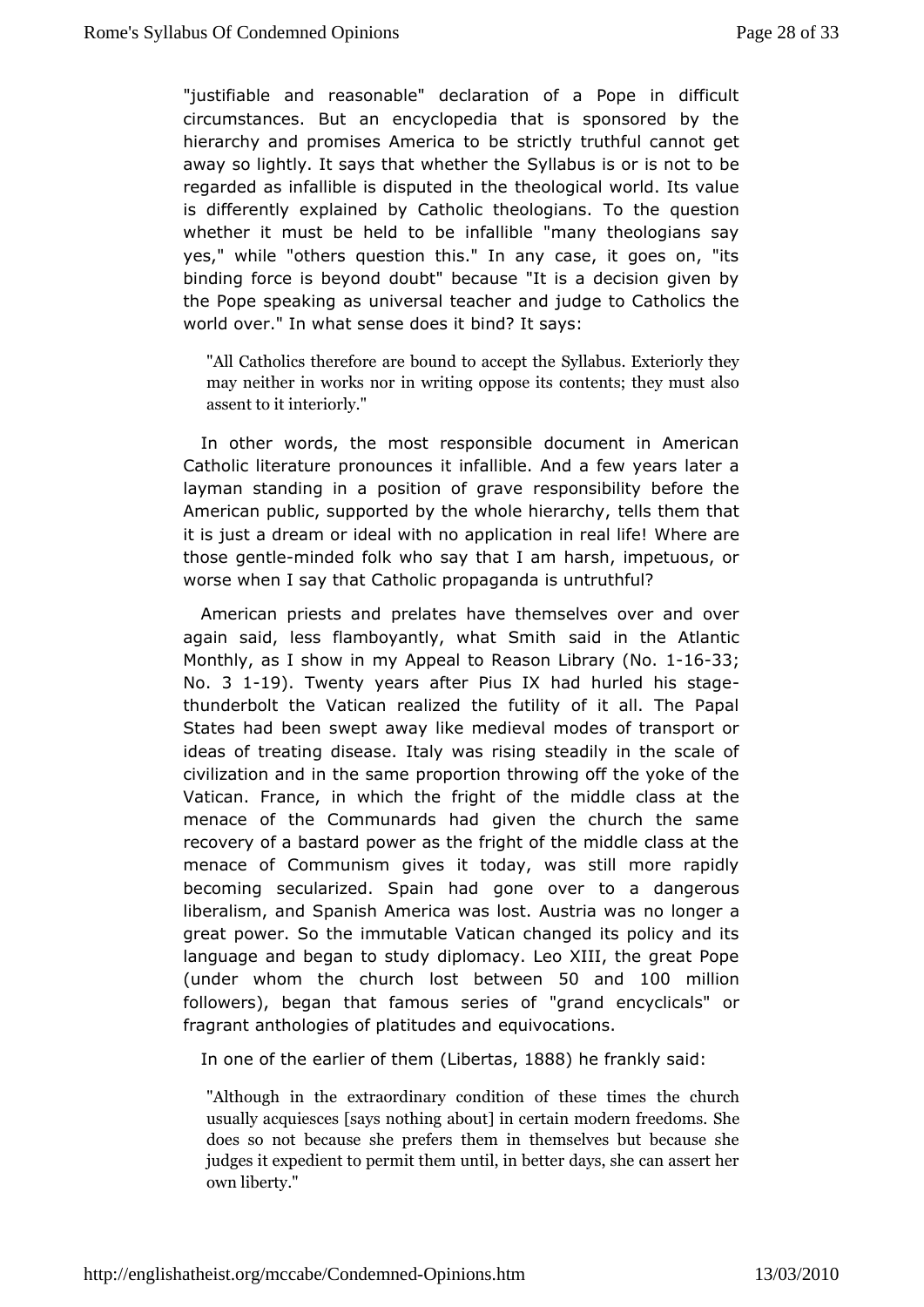"justifiable and reasonable" declaration of a Pope in difficult circumstances. But an encyclopedia that is sponsored by the hierarchy and promises America to be strictly truthful cannot get away so lightly. It says that whether the Syllabus is or is not to be regarded as infallible is disputed in the theological world. Its value is differently explained by Catholic theologians. To the question whether it must be held to be infallible "many theologians say yes," while "others question this." In any case, it goes on, "its binding force is beyond doubt" because "It is a decision given by the Pope speaking as universal teacher and judge to Catholics the world over." In what sense does it bind? It says:

> "All Catholics therefore are bound to accept the Syllabus. Exteriorly they may neither in works nor in writing oppose its contents; they must also assent to it interiorly."

In other words, the most responsible document in American Catholic literature pronounces it infallible. And a few years later a layman standing in a position of grave responsibility before the American public, supported by the whole hierarchy, tells them that it is just a dream or ideal with no application in real life! Where are those gentle-minded folk who say that I am harsh, impetuous, or worse when I say that Catholic propaganda is untruthful?

American priests and prelates have themselves over and over again said, less flamboyantly, what Smith said in the Atlantic Monthly, as I show in my Appeal to Reason Library (No. 1-16-33; No. 3 1-19). Twenty years after Pius IX had hurled his stage-thunderbolt the Vatican realized the futility of it all. The Papal States had been swept away like medieval modes of transport or ideas of treating disease. Italy was rising steadily in the scale of civilization and in the same proportion throwing off the yoke of the Vatican. France, in which the fright of the middle class at the menace of the Communards had given the church the same recovery of a bastard power as the fright of the middle class at the menace of Communism gives it today, was still more rapidly becoming secularized. Spain had gone over to a dangerous liberalism, and Spanish America was lost. Austria was no longer a great power. So the immutable Vatican changed its policy and its language and began to study diplomacy. Leo XIII, the great Pope (under whom the church lost between 50 and 100 million followers), began that famous series of "grand encyclicals" or fragrant anthologies of platitudes and equivocations.

In one of the earlier of them (Libertas, 1888) he frankly said:

> "Although in the extraordinary condition of these times the church usually acquiesces [says nothing about] in certain modern freedoms. She does so not because she prefers them in themselves but because she judges it expedient to permit them until, in better days, she can assert her own liberty."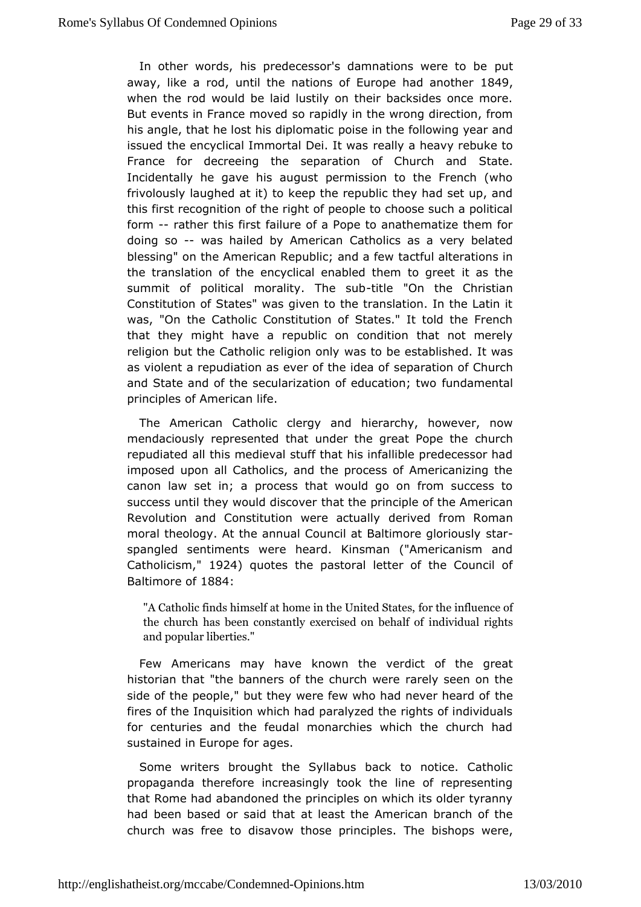In other words, his predecessor's damnations were to be put away, like a rod, until the nations of Europe had another 1849, when the rod would be laid lustily on their backsides once more. But events in France moved so rapidly in the wrong direction, from his angle, that he lost his diplomatic poise in the following year and issued the encyclical Immortal Dei. It was really a heavy rebuke to France for decreeing the separation of Church and State. Incidentally he gave his august permission to the French (who frivolously laughed at it) to keep the republic they had set up, and this first recognition of the right of people to choose such a political form -- rather this first failure of a Pope to anathematize them for doing so -- was hailed by American Catholics as a very belated blessing" on the American Republic; and a few tactful alterations in the translation of the encyclical enabled them to greet it as the summit of political morality. The sub-title "On the Christian Constitution of States" was given to the translation. In the Latin it was, "On the Catholic Constitution of States." It told the French that they might have a republic on condition that not merely religion but the Catholic religion only was to be established. It was as violent a repudiation as ever of the idea of separation of Church and State and of the secularization of education; two fundamental principles of American life.

The American Catholic clergy and hierarchy, however, now mendaciously represented that under the great Pope the church repudiated all this medieval stuff that his infallible predecessor had imposed upon all Catholics, and the process of Americanizing the canon law set in; a process that would go on from success to success until they would discover that the principle of the American Revolution and Constitution were actually derived from Roman moral theology. At the annual Council at Baltimore gloriously star-spangled sentiments were heard. Kinsman ("Americanism and Catholicism," 1924) quotes the pastoral letter of the Council of Baltimore of 1884:

> "A Catholic finds himself at home in the United States, for the influence of the church has been constantly exercised on behalf of individual rights and popular liberties."

Few Americans may have known the verdict of the great historian that "the banners of the church were rarely seen on the side of the people," but they were few who had never heard of the fires of the Inquisition which had paralyzed the rights of individuals for centuries and the feudal monarchies which the church had sustained in Europe for ages.

Some writers brought the Syllabus back to notice. Catholic propaganda therefore increasingly took the line of representing that Rome had abandoned the principles on which its older tyranny had been based or said that at least the American branch of the church was free to disavow those principles. The bishops were,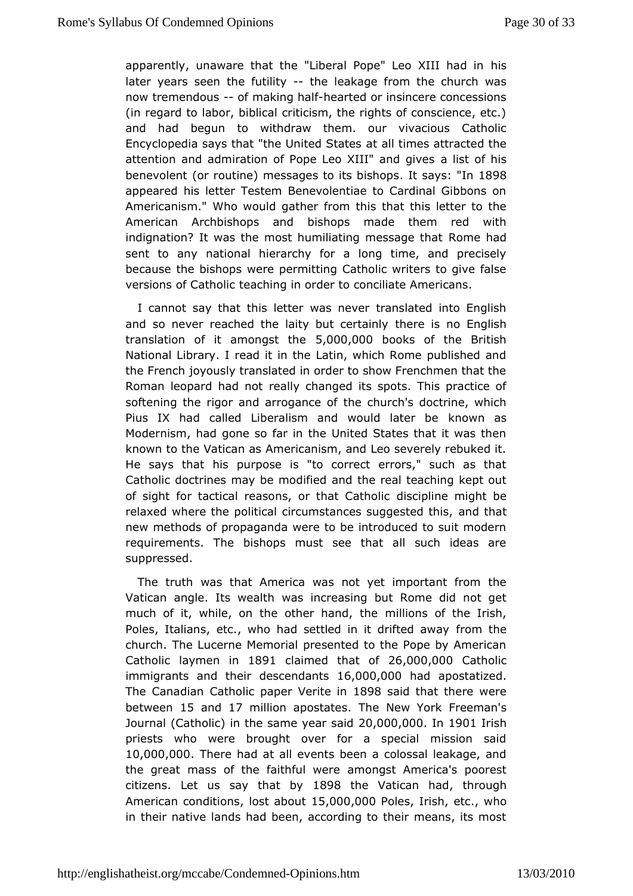apparently, unaware that the "Liberal Pope" Leo XIII had in his later years seen the futility -- the leakage from the church was now tremendous -- of making half-hearted or insincere concessions (in regard to labor, biblical criticism, the rights of conscience, etc.) and had begun to withdraw them. our vivacious Catholic Encyclopedia says that "the United States at all times attracted the attention and admiration of Pope Leo XIII" and gives a list of his benevolent (or routine) messages to its bishops. It says: "In 1898 appeared his letter Testem Benevolentiae to Cardinal Gibbons on Americanism." Who would gather from this that this letter to the American Archbishops and bishops made them red with indignation? It was the most humiliating message that Rome had sent to any national hierarchy for a long time, and precisely because the bishops were permitting Catholic writers to give false versions of Catholic teaching in order to conciliate Americans.

I cannot say that this letter was never translated into English and so never reached the laity but certainly there is no English translation of it amongst the 5,000,000 books of the British National Library. I read it in the Latin, which Rome published and the French joyously translated in order to show Frenchmen that the Roman leopard had not really changed its spots. This practice of softening the rigor and arrogance of the church's doctrine, which Pius IX had called Liberalism and would later be known as Modernism, had gone so far in the United States that it was then known to the Vatican as Americanism, and Leo severely rebuked it. He says that his purpose is "to correct errors," such as that Catholic doctrines may be modified and the real teaching kept out of sight for tactical reasons, or that Catholic discipline might be relaxed where the political circumstances suggested this, and that new methods of propaganda were to be introduced to suit modern requirements. The bishops must see that all such ideas are suppressed.

The truth was that America was not yet important from the Vatican angle. Its wealth was increasing but Rome did not get much of it, while, on the other hand, the millions of the Irish, Poles, Italians, etc., who had settled in it drifted away from the church. The Lucerne Memorial presented to the Pope by American Catholic laymen in 1891 claimed that of 26,000,000 Catholic immigrants and their descendants 16,000,000 had apostatized. The Canadian Catholic paper Verite in 1898 said that there were between 15 and 17 million apostates. The New York Freeman's Journal (Catholic) in the same year said 20,000,000. In 1901 Irish priests who were brought over for a special mission said 10,000,000. There had at all events been a colossal leakage, and the great mass of the faithful were amongst America's poorest citizens. Let us say that by 1898 the Vatican had, through American conditions, lost about 15,000,000 Poles, Irish, etc., who in their native lands had been, according to their means, its most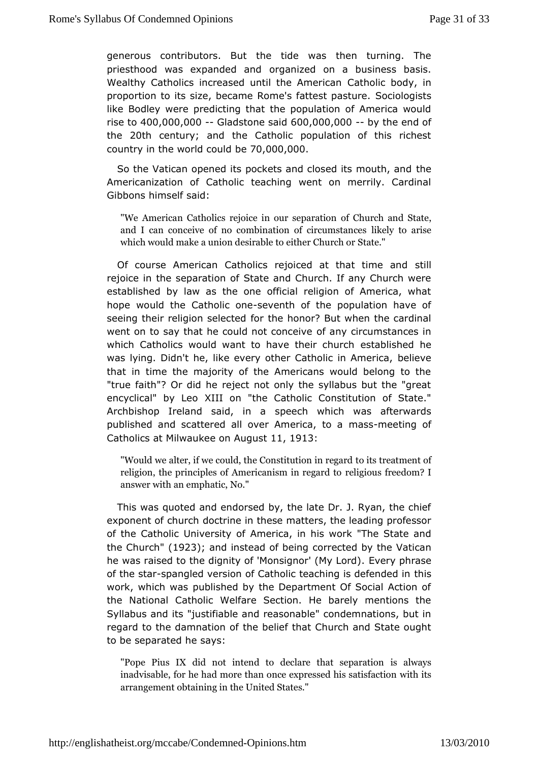generous contributors. But the tide was then turning. The priesthood was expanded and organized on a business basis. Wealthy Catholics increased until the American Catholic body, in proportion to its size, became Rome's fattest pasture. Sociologists like Bodley were predicting that the population of America would rise to 400,000,000 -- Gladstone said 600,000,000 -- by the end of the 20th century; and the Catholic population of this richest country in the world could be 70,000,000.

So the Vatican opened its pockets and closed its mouth, and the Americanization of Catholic teaching went on merrily. Cardinal Gibbons himself said:

> "We American Catholics rejoice in our separation of Church and State, and I can conceive of no combination of circumstances likely to arise which would make a union desirable to either Church or State."

Of course American Catholics rejoiced at that time and still rejoice in the separation of State and Church. If any Church were established by law as the one official religion of America, what hope would the Catholic one-seventh of the population have of seeing their religion selected for the honor? But when the cardinal went on to say that he could not conceive of any circumstances in which Catholics would want to have their church established he was lying. Didn't he, like every other Catholic in America, believe that in time the majority of the Americans would belong to the "true faith"? Or did he reject not only the syllabus but the "great encyclical" by Leo XIII on "the Catholic Constitution of State." Archbishop Ireland said, in a speech which was afterwards published and scattered all over America, to a mass-meeting of Catholics at Milwaukee on August 11, 1913:

> "Would we alter, if we could, the Constitution in regard to its treatment of religion, the principles of Americanism in regard to religious freedom? I answer with an emphatic, No."

This was quoted and endorsed by, the late Dr. J. Ryan, the chief exponent of church doctrine in these matters, the leading professor of the Catholic University of America, in his work "The State and the Church" (1923); and instead of being corrected by the Vatican he was raised to the dignity of 'Monsignor' (My Lord). Every phrase of the star-spangled version of Catholic teaching is defended in this work, which was published by the Department Of Social Action of the National Catholic Welfare Section. He barely mentions the Syllabus and its "justifiable and reasonable" condemnations, but in regard to the damnation of the belief that Church and State ought to be separated he says:

> "Pope Pius IX did not intend to declare that separation is always inadvisable, for he had more than once expressed his satisfaction with its arrangement obtaining in the United States."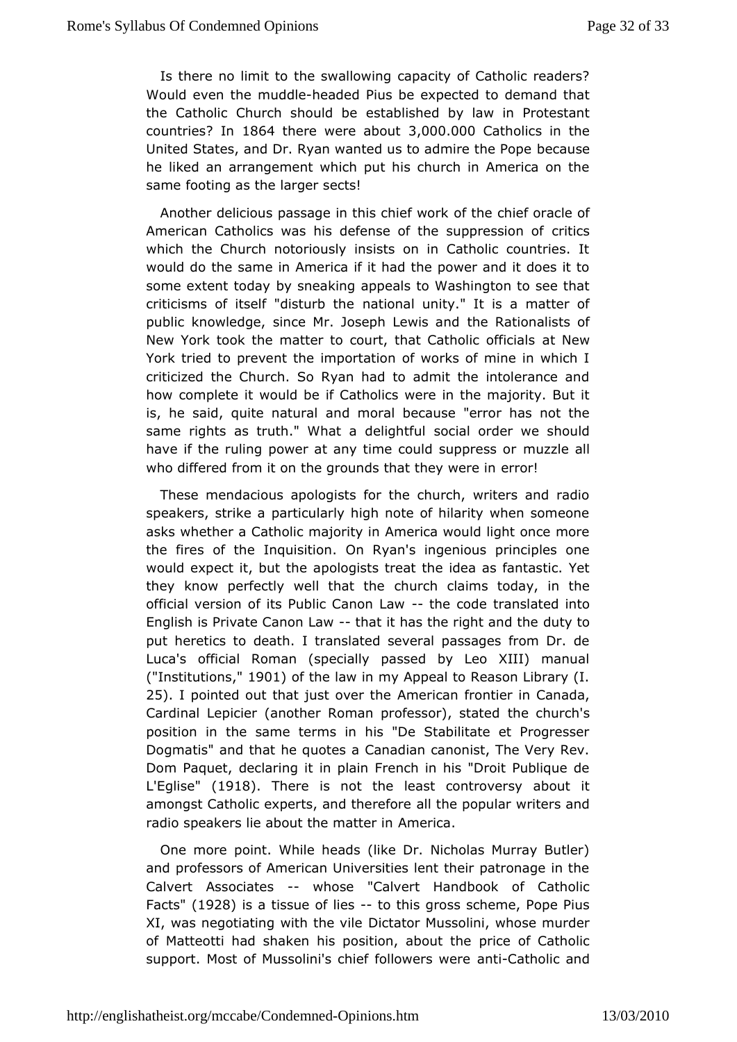Is there no limit to the swallowing capacity of Catholic readers? Would even the muddle-headed Pius be expected to demand that the Catholic Church should be established by law in Protestant countries? In 1864 there were about 3,000.000 Catholics in the United States, and Dr. Ryan wanted us to admire the Pope because he liked an arrangement which put his church in America on the same footing as the larger sects!

Another delicious passage in this chief work of the chief oracle of American Catholics was his defense of the suppression of critics which the Church notoriously insists on in Catholic countries. It would do the same in America if it had the power and it does it to some extent today by sneaking appeals to Washington to see that criticisms of itself "disturb the national unity." It is a matter of public knowledge, since Mr. Joseph Lewis and the Rationalists of New York took the matter to court, that Catholic officials at New York tried to prevent the importation of works of mine in which I criticized the Church. So Ryan had to admit the intolerance and how complete it would be if Catholics were in the majority. But it is, he said, quite natural and moral because "error has not the same rights as truth." What a delightful social order we should have if the ruling power at any time could suppress or muzzle all who differed from it on the grounds that they were in error!

These mendacious apologists for the church, writers and radio speakers, strike a particularly high note of hilarity when someone asks whether a Catholic majority in America would light once more the fires of the Inquisition. On Ryan's ingenious principles one would expect it, but the apologists treat the idea as fantastic. Yet they know perfectly well that the church claims today, in the official version of its Public Canon Law -- the code translated into English is Private Canon Law -- that it has the right and the duty to put heretics to death. I translated several passages from Dr. de Luca's official Roman (specially passed by Leo XIII) manual ("Institutions," 1901) of the law in my Appeal to Reason Library (I. 25). I pointed out that just over the American frontier in Canada, Cardinal Lepicier (another Roman professor), stated the church's position in the same terms in his "De Stabilitate et Progresser Dogmatis" and that he quotes a Canadian canonist, The Very Rev. Dom Paquet, declaring it in plain French in his "Droit Publique de L'Eglise" (1918). There is not the least controversy about it amongst Catholic experts, and therefore all the popular writers and radio speakers lie about the matter in America.

One more point. While heads (like Dr. Nicholas Murray Butler) and professors of American Universities lent their patronage in the Calvert Associates -- whose "Calvert Handbook of Catholic Facts" (1928) is a tissue of lies -- to this gross scheme, Pope Pius XI, was negotiating with the vile Dictator Mussolini, whose murder of Matteotti had shaken his position, about the price of Catholic support. Most of Mussolini's chief followers were anti-Catholic and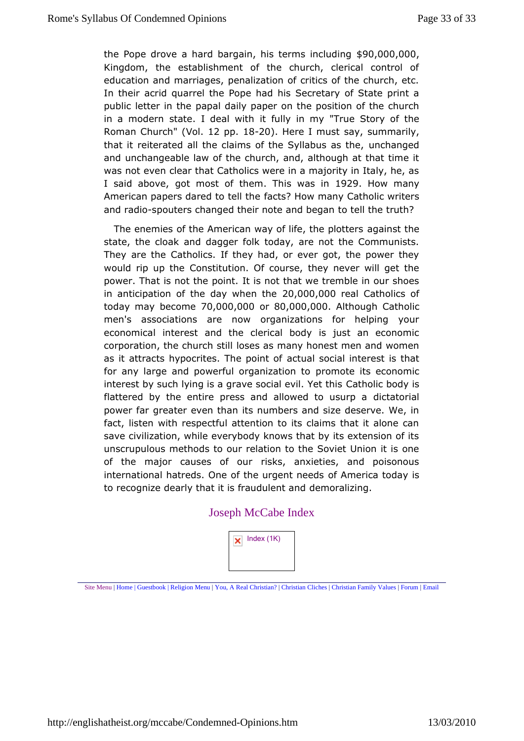the Pope drove a hard bargain, his terms including $90,000,000, Kingdom, the establishment of the church, clerical control of education and marriages, penalization of critics of the church, etc. In their acrid quarrel the Pope had his Secretary of State print a public letter in the papal daily paper on the position of the church in a modern state. I deal with it fully in my "True Story of the Roman Church" (Vol. 12 pp. 18-20). Here I must say, summarily, that it reiterated all the claims of the Syllabus as the, unchanged and unchangeable law of the church, and, although at that time it was not even clear that Catholics were in a majority in Italy, he, as I said above, got most of them. This was in 1929. How many American papers dared to tell the facts? How many Catholic writers and radio-spouters changed their note and began to tell the truth?

The enemies of the American way of life, the plotters against the state, the cloak and dagger folk today, are not the Communists. They are the Catholics. If they had, or ever got, the power they would rip up the Constitution. Of course, they never will get the power. That is not the point. It is not that we tremble in our shoes in anticipation of the day when the 20,000,000 real Catholics of today may become 70,000,000 or 80,000,000. Although Catholic men's associations are now organizations for helping your economical interest and the clerical body is just an economic corporation, the church still loses as many honest men and women as it attracts hypocrites. The point of actual social interest is that for any large and powerful organization to promote its economic interest by such lying is a grave social evil. Yet this Catholic body is flattered by the entire press and allowed to usurp a dictatorial power far greater even than its numbers and size deserve. We, in fact, listen with respectful attention to its claims that it alone can save civilization, while everybody knows that by its extension of its unscrupulous methods to our relation to the Soviet Union it is one of the major causes of our risks, anxieties, and poisonous international hatreds. One of the urgent needs of America today is to recognize dearly that it is fraudulent and demoralizing.

Joseph McCabe Index

Index (1K)

Site Menu | Home | Guestbook | Religion Menu | You, A Real Christian? | Christian Cliches | Christian Family Values | Forum | Email